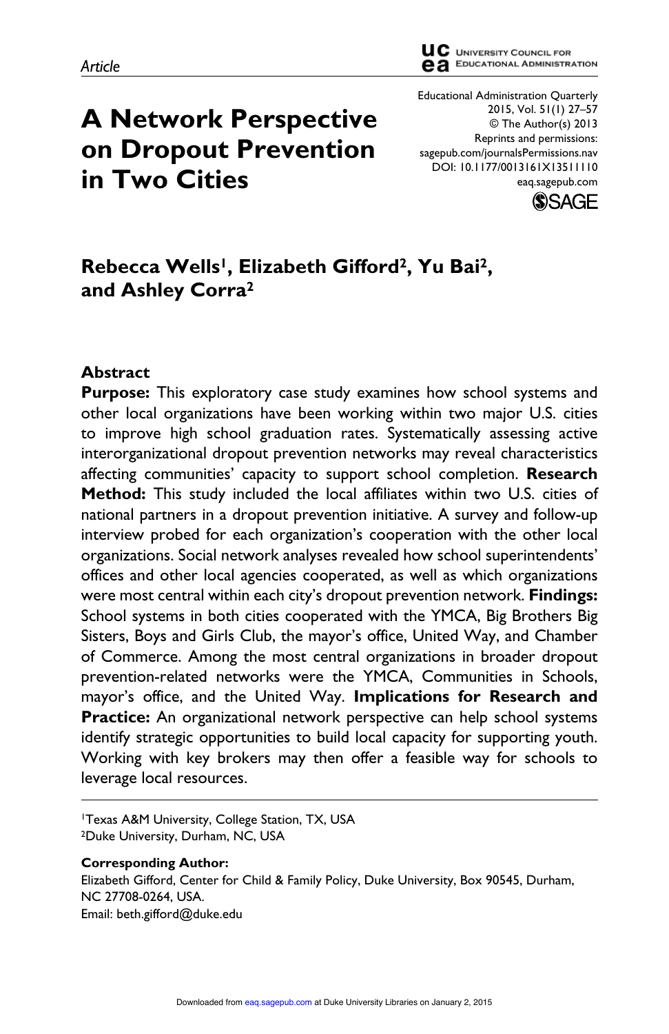Article

# A Network Perspective on Dropout Prevention in Two Cities

Educational Administration Quarterly
2015, Vol. 51(1) 27–57
© The Author(s) 2013
Reprints and permissions:
sagepub.com/journalsPermissions.nav
DOI: 10.1177/0013161X13511110
eaq.sagepub.com

**Rebecca Wells[1], Elizabeth Gifford[2], Yu Bai[2], and Ashley Corra[2]**

## Abstract

**Purpose:** This exploratory case study examines how school systems and other local organizations have been working within two major U.S. cities to improve high school graduation rates. Systematically assessing active interorganizational dropout prevention networks may reveal characteristics affecting communities' capacity to support school completion. **Research Method:** This study included the local affiliates within two U.S. cities of national partners in a dropout prevention initiative. A survey and follow-up interview probed for each organization's cooperation with the other local organizations. Social network analyses revealed how school superintendents' offices and other local agencies cooperated, as well as which organizations were most central within each city's dropout prevention network. **Findings:** School systems in both cities cooperated with the YMCA, Big Brothers Big Sisters, Boys and Girls Club, the mayor's office, United Way, and Chamber of Commerce. Among the most central organizations in broader dropout prevention-related networks were the YMCA, Communities in Schools, mayor's office, and the United Way. **Implications for Research and Practice:** An organizational network perspective can help school systems identify strategic opportunities to build local capacity for supporting youth. Working with key brokers may then offer a feasible way for schools to leverage local resources.

[1]Texas A&M University, College Station, TX, USA
[2]Duke University, Durham, NC, USA

**Corresponding Author:**
Elizabeth Gifford, Center for Child & Family Policy, Duke University, Box 90545, Durham, NC 27708-0264, USA.
Email: beth.gifford@duke.edu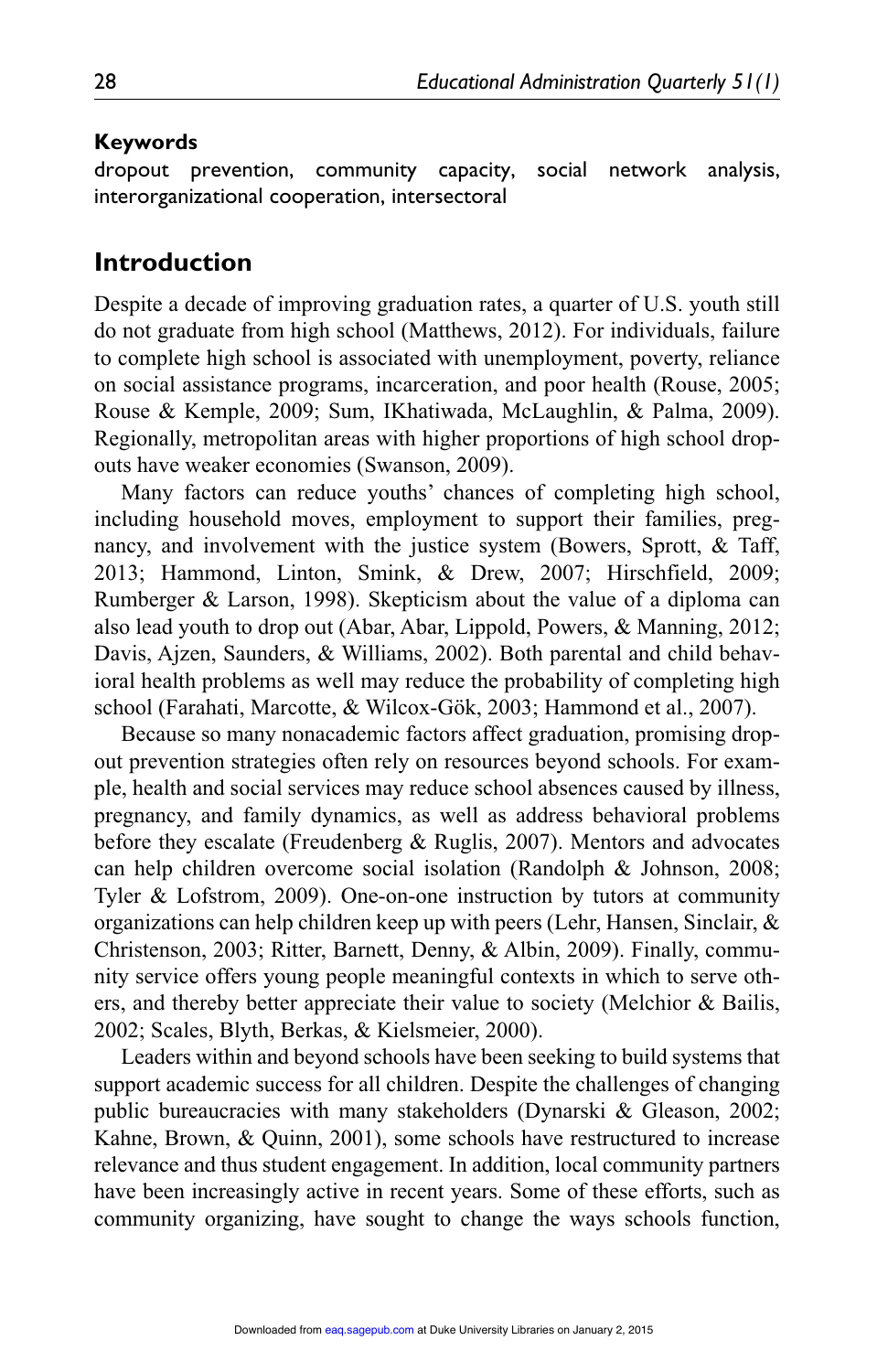**Keywords**

dropout prevention, community capacity, social network analysis, interorganizational cooperation, intersectoral

## Introduction

Despite a decade of improving graduation rates, a quarter of U.S. youth still do not graduate from high school (Matthews, 2012). For individuals, failure to complete high school is associated with unemployment, poverty, reliance on social assistance programs, incarceration, and poor health (Rouse, 2005; Rouse & Kemple, 2009; Sum, IKhatiwada, McLaughlin, & Palma, 2009). Regionally, metropolitan areas with higher proportions of high school dropouts have weaker economies (Swanson, 2009).

Many factors can reduce youths' chances of completing high school, including household moves, employment to support their families, pregnancy, and involvement with the justice system (Bowers, Sprott, & Taff, 2013; Hammond, Linton, Smink, & Drew, 2007; Hirschfield, 2009; Rumberger & Larson, 1998). Skepticism about the value of a diploma can also lead youth to drop out (Abar, Abar, Lippold, Powers, & Manning, 2012; Davis, Ajzen, Saunders, & Williams, 2002). Both parental and child behavioral health problems as well may reduce the probability of completing high school (Farahati, Marcotte, & Wilcox-Gök, 2003; Hammond et al., 2007).

Because so many nonacademic factors affect graduation, promising dropout prevention strategies often rely on resources beyond schools. For example, health and social services may reduce school absences caused by illness, pregnancy, and family dynamics, as well as address behavioral problems before they escalate (Freudenberg & Ruglis, 2007). Mentors and advocates can help children overcome social isolation (Randolph & Johnson, 2008; Tyler & Lofstrom, 2009). One-on-one instruction by tutors at community organizations can help children keep up with peers (Lehr, Hansen, Sinclair, & Christenson, 2003; Ritter, Barnett, Denny, & Albin, 2009). Finally, community service offers young people meaningful contexts in which to serve others, and thereby better appreciate their value to society (Melchior & Bailis, 2002; Scales, Blyth, Berkas, & Kielsmeier, 2000).

Leaders within and beyond schools have been seeking to build systems that support academic success for all children. Despite the challenges of changing public bureaucracies with many stakeholders (Dynarski & Gleason, 2002; Kahne, Brown, & Quinn, 2001), some schools have restructured to increase relevance and thus student engagement. In addition, local community partners have been increasingly active in recent years. Some of these efforts, such as community organizing, have sought to change the ways schools function,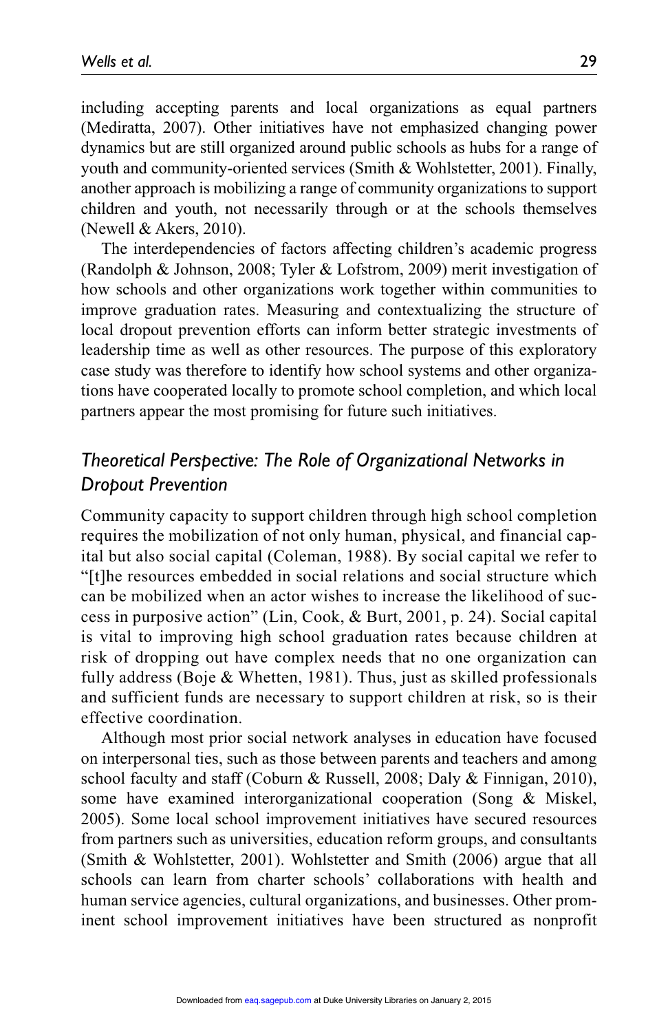including accepting parents and local organizations as equal partners (Mediratta, 2007). Other initiatives have not emphasized changing power dynamics but are still organized around public schools as hubs for a range of youth and community-oriented services (Smith & Wohlstetter, 2001). Finally, another approach is mobilizing a range of community organizations to support children and youth, not necessarily through or at the schools themselves (Newell & Akers, 2010).

The interdependencies of factors affecting children's academic progress (Randolph & Johnson, 2008; Tyler & Lofstrom, 2009) merit investigation of how schools and other organizations work together within communities to improve graduation rates. Measuring and contextualizing the structure of local dropout prevention efforts can inform better strategic investments of leadership time as well as other resources. The purpose of this exploratory case study was therefore to identify how school systems and other organizations have cooperated locally to promote school completion, and which local partners appear the most promising for future such initiatives.

## *Theoretical Perspective: The Role of Organizational Networks in Dropout Prevention*

Community capacity to support children through high school completion requires the mobilization of not only human, physical, and financial capital but also social capital (Coleman, 1988). By social capital we refer to "[t]he resources embedded in social relations and social structure which can be mobilized when an actor wishes to increase the likelihood of success in purposive action" (Lin, Cook, & Burt, 2001, p. 24). Social capital is vital to improving high school graduation rates because children at risk of dropping out have complex needs that no one organization can fully address (Boje & Whetten, 1981). Thus, just as skilled professionals and sufficient funds are necessary to support children at risk, so is their effective coordination.

Although most prior social network analyses in education have focused on interpersonal ties, such as those between parents and teachers and among school faculty and staff (Coburn & Russell, 2008; Daly & Finnigan, 2010), some have examined interorganizational cooperation (Song & Miskel, 2005). Some local school improvement initiatives have secured resources from partners such as universities, education reform groups, and consultants (Smith & Wohlstetter, 2001). Wohlstetter and Smith (2006) argue that all schools can learn from charter schools' collaborations with health and human service agencies, cultural organizations, and businesses. Other prominent school improvement initiatives have been structured as nonprofit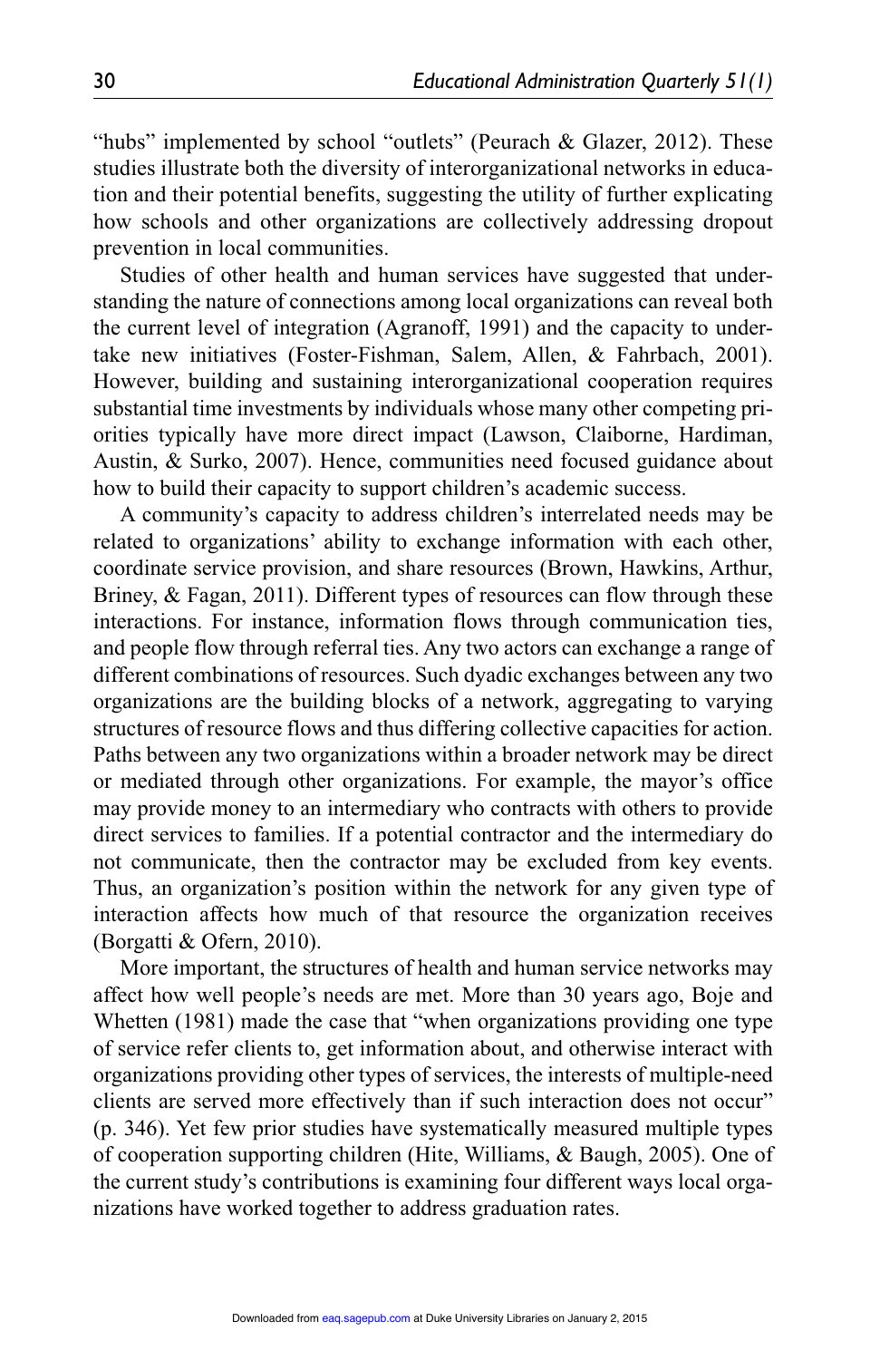"hubs" implemented by school "outlets" (Peurach & Glazer, 2012). These studies illustrate both the diversity of interorganizational networks in education and their potential benefits, suggesting the utility of further explicating how schools and other organizations are collectively addressing dropout prevention in local communities.

Studies of other health and human services have suggested that understanding the nature of connections among local organizations can reveal both the current level of integration (Agranoff, 1991) and the capacity to undertake new initiatives (Foster-Fishman, Salem, Allen, & Fahrbach, 2001). However, building and sustaining interorganizational cooperation requires substantial time investments by individuals whose many other competing priorities typically have more direct impact (Lawson, Claiborne, Hardiman, Austin, & Surko, 2007). Hence, communities need focused guidance about how to build their capacity to support children's academic success.

A community's capacity to address children's interrelated needs may be related to organizations' ability to exchange information with each other, coordinate service provision, and share resources (Brown, Hawkins, Arthur, Briney, & Fagan, 2011). Different types of resources can flow through these interactions. For instance, information flows through communication ties, and people flow through referral ties. Any two actors can exchange a range of different combinations of resources. Such dyadic exchanges between any two organizations are the building blocks of a network, aggregating to varying structures of resource flows and thus differing collective capacities for action. Paths between any two organizations within a broader network may be direct or mediated through other organizations. For example, the mayor's office may provide money to an intermediary who contracts with others to provide direct services to families. If a potential contractor and the intermediary do not communicate, then the contractor may be excluded from key events. Thus, an organization's position within the network for any given type of interaction affects how much of that resource the organization receives (Borgatti & Ofern, 2010).

More important, the structures of health and human service networks may affect how well people's needs are met. More than 30 years ago, Boje and Whetten (1981) made the case that "when organizations providing one type of service refer clients to, get information about, and otherwise interact with organizations providing other types of services, the interests of multiple-need clients are served more effectively than if such interaction does not occur" (p. 346). Yet few prior studies have systematically measured multiple types of cooperation supporting children (Hite, Williams, & Baugh, 2005). One of the current study's contributions is examining four different ways local organizations have worked together to address graduation rates.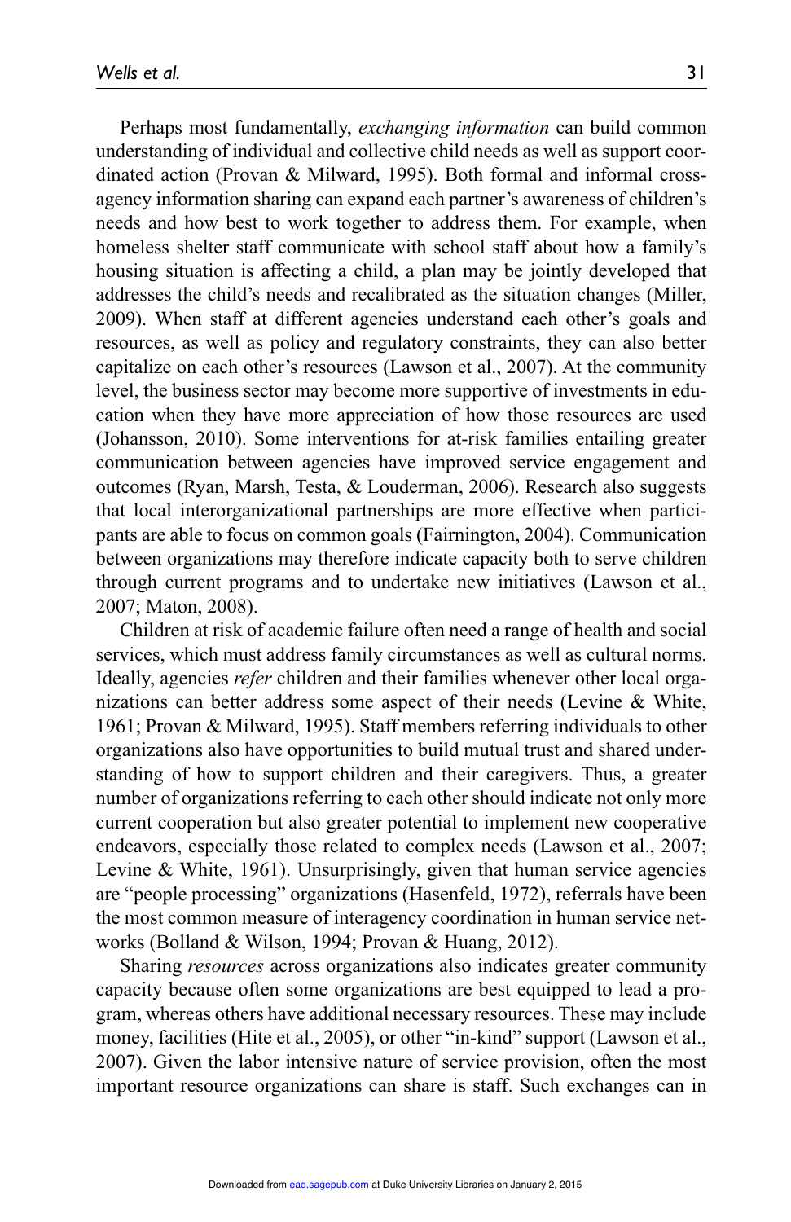Perhaps most fundamentally, *exchanging information* can build common understanding of individual and collective child needs as well as support coordinated action (Provan & Milward, 1995). Both formal and informal cross-agency information sharing can expand each partner's awareness of children's needs and how best to work together to address them. For example, when homeless shelter staff communicate with school staff about how a family's housing situation is affecting a child, a plan may be jointly developed that addresses the child's needs and recalibrated as the situation changes (Miller, 2009). When staff at different agencies understand each other's goals and resources, as well as policy and regulatory constraints, they can also better capitalize on each other's resources (Lawson et al., 2007). At the community level, the business sector may become more supportive of investments in education when they have more appreciation of how those resources are used (Johansson, 2010). Some interventions for at-risk families entailing greater communication between agencies have improved service engagement and outcomes (Ryan, Marsh, Testa, & Louderman, 2006). Research also suggests that local interorganizational partnerships are more effective when participants are able to focus on common goals (Fairnington, 2004). Communication between organizations may therefore indicate capacity both to serve children through current programs and to undertake new initiatives (Lawson et al., 2007; Maton, 2008).

Children at risk of academic failure often need a range of health and social services, which must address family circumstances as well as cultural norms. Ideally, agencies *refer* children and their families whenever other local organizations can better address some aspect of their needs (Levine & White, 1961; Provan & Milward, 1995). Staff members referring individuals to other organizations also have opportunities to build mutual trust and shared understanding of how to support children and their caregivers. Thus, a greater number of organizations referring to each other should indicate not only more current cooperation but also greater potential to implement new cooperative endeavors, especially those related to complex needs (Lawson et al., 2007; Levine & White, 1961). Unsurprisingly, given that human service agencies are "people processing" organizations (Hasenfeld, 1972), referrals have been the most common measure of interagency coordination in human service networks (Bolland & Wilson, 1994; Provan & Huang, 2012).

Sharing *resources* across organizations also indicates greater community capacity because often some organizations are best equipped to lead a program, whereas others have additional necessary resources. These may include money, facilities (Hite et al., 2005), or other "in-kind" support (Lawson et al., 2007). Given the labor intensive nature of service provision, often the most important resource organizations can share is staff. Such exchanges can in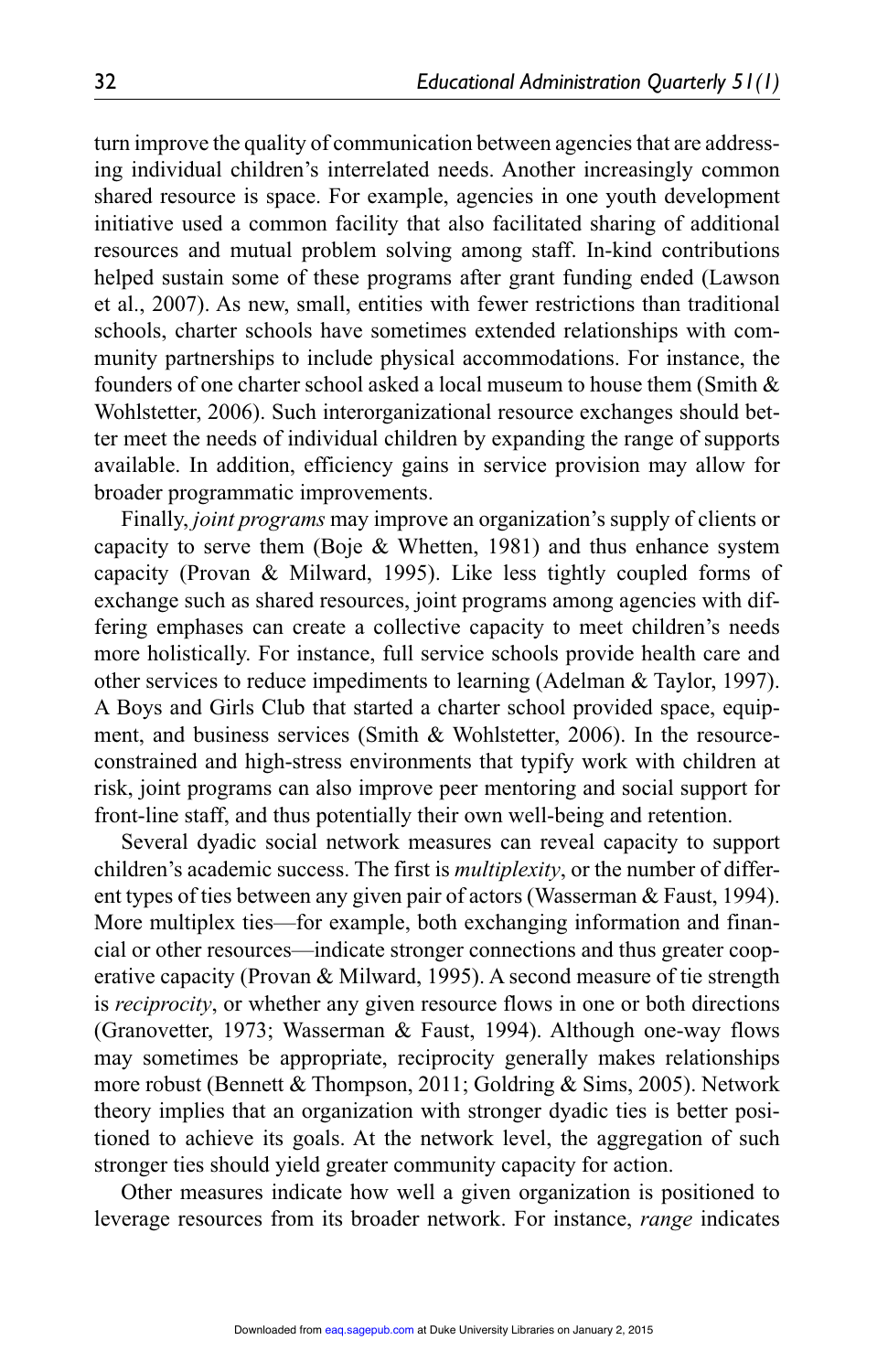turn improve the quality of communication between agencies that are addressing individual children's interrelated needs. Another increasingly common shared resource is space. For example, agencies in one youth development initiative used a common facility that also facilitated sharing of additional resources and mutual problem solving among staff. In-kind contributions helped sustain some of these programs after grant funding ended (Lawson et al., 2007). As new, small, entities with fewer restrictions than traditional schools, charter schools have sometimes extended relationships with community partnerships to include physical accommodations. For instance, the founders of one charter school asked a local museum to house them (Smith & Wohlstetter, 2006). Such interorganizational resource exchanges should better meet the needs of individual children by expanding the range of supports available. In addition, efficiency gains in service provision may allow for broader programmatic improvements.

Finally, *joint programs* may improve an organization's supply of clients or capacity to serve them (Boje & Whetten, 1981) and thus enhance system capacity (Provan & Milward, 1995). Like less tightly coupled forms of exchange such as shared resources, joint programs among agencies with differing emphases can create a collective capacity to meet children's needs more holistically. For instance, full service schools provide health care and other services to reduce impediments to learning (Adelman & Taylor, 1997). A Boys and Girls Club that started a charter school provided space, equipment, and business services (Smith & Wohlstetter, 2006). In the resource-constrained and high-stress environments that typify work with children at risk, joint programs can also improve peer mentoring and social support for front-line staff, and thus potentially their own well-being and retention.

Several dyadic social network measures can reveal capacity to support children's academic success. The first is *multiplexity*, or the number of different types of ties between any given pair of actors (Wasserman & Faust, 1994). More multiplex ties—for example, both exchanging information and financial or other resources—indicate stronger connections and thus greater cooperative capacity (Provan & Milward, 1995). A second measure of tie strength is *reciprocity*, or whether any given resource flows in one or both directions (Granovetter, 1973; Wasserman & Faust, 1994). Although one-way flows may sometimes be appropriate, reciprocity generally makes relationships more robust (Bennett & Thompson, 2011; Goldring & Sims, 2005). Network theory implies that an organization with stronger dyadic ties is better positioned to achieve its goals. At the network level, the aggregation of such stronger ties should yield greater community capacity for action.

Other measures indicate how well a given organization is positioned to leverage resources from its broader network. For instance, *range* indicates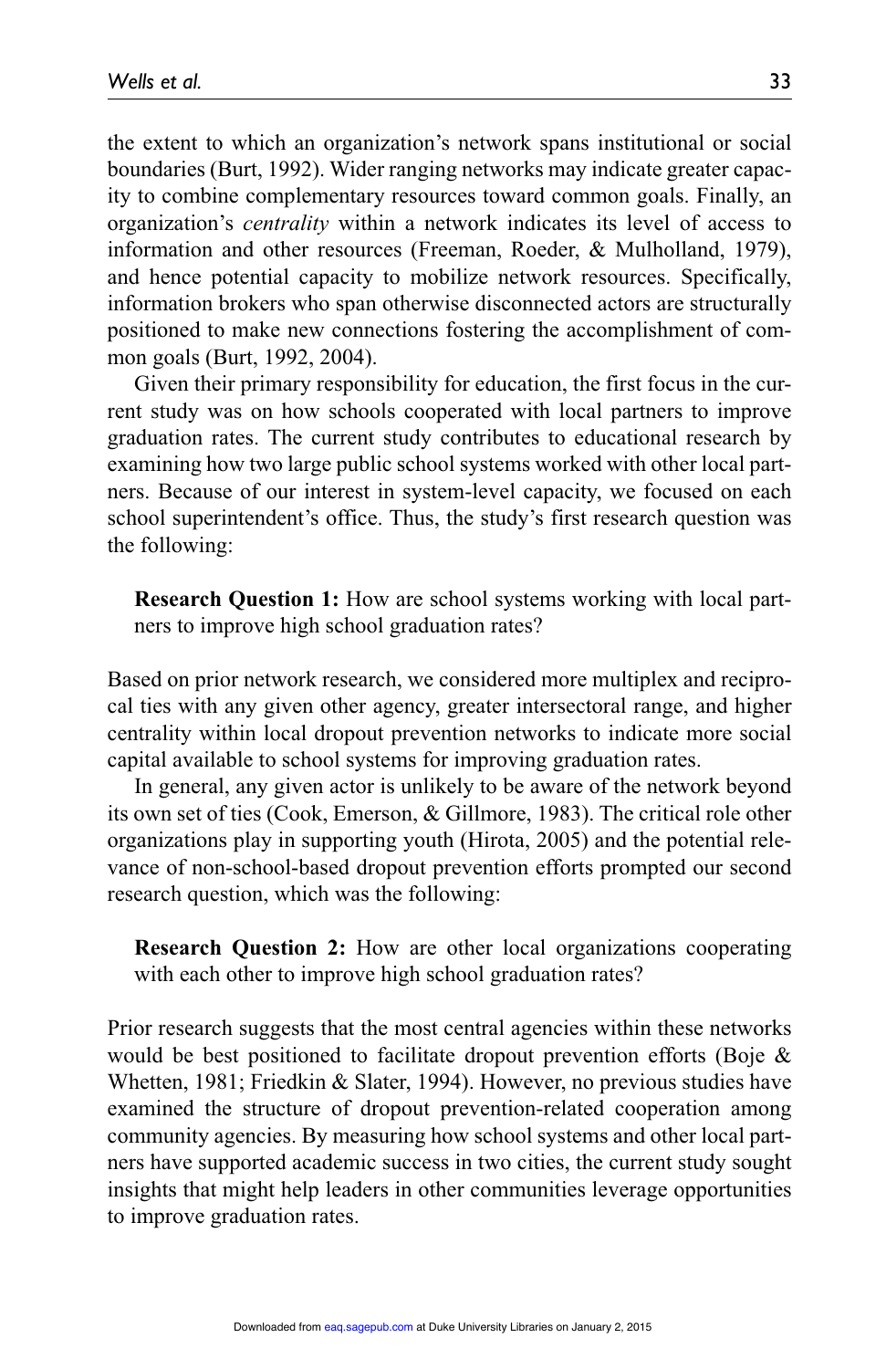the extent to which an organization's network spans institutional or social boundaries (Burt, 1992). Wider ranging networks may indicate greater capacity to combine complementary resources toward common goals. Finally, an organization's *centrality* within a network indicates its level of access to information and other resources (Freeman, Roeder, & Mulholland, 1979), and hence potential capacity to mobilize network resources. Specifically, information brokers who span otherwise disconnected actors are structurally positioned to make new connections fostering the accomplishment of common goals (Burt, 1992, 2004).

Given their primary responsibility for education, the first focus in the current study was on how schools cooperated with local partners to improve graduation rates. The current study contributes to educational research by examining how two large public school systems worked with other local partners. Because of our interest in system-level capacity, we focused on each school superintendent's office. Thus, the study's first research question was the following:

> **Research Question 1:** How are school systems working with local partners to improve high school graduation rates?

Based on prior network research, we considered more multiplex and reciprocal ties with any given other agency, greater intersectoral range, and higher centrality within local dropout prevention networks to indicate more social capital available to school systems for improving graduation rates.

In general, any given actor is unlikely to be aware of the network beyond its own set of ties (Cook, Emerson, & Gillmore, 1983). The critical role other organizations play in supporting youth (Hirota, 2005) and the potential relevance of non-school-based dropout prevention efforts prompted our second research question, which was the following:

> **Research Question 2:** How are other local organizations cooperating with each other to improve high school graduation rates?

Prior research suggests that the most central agencies within these networks would be best positioned to facilitate dropout prevention efforts (Boje & Whetten, 1981; Friedkin & Slater, 1994). However, no previous studies have examined the structure of dropout prevention-related cooperation among community agencies. By measuring how school systems and other local partners have supported academic success in two cities, the current study sought insights that might help leaders in other communities leverage opportunities to improve graduation rates.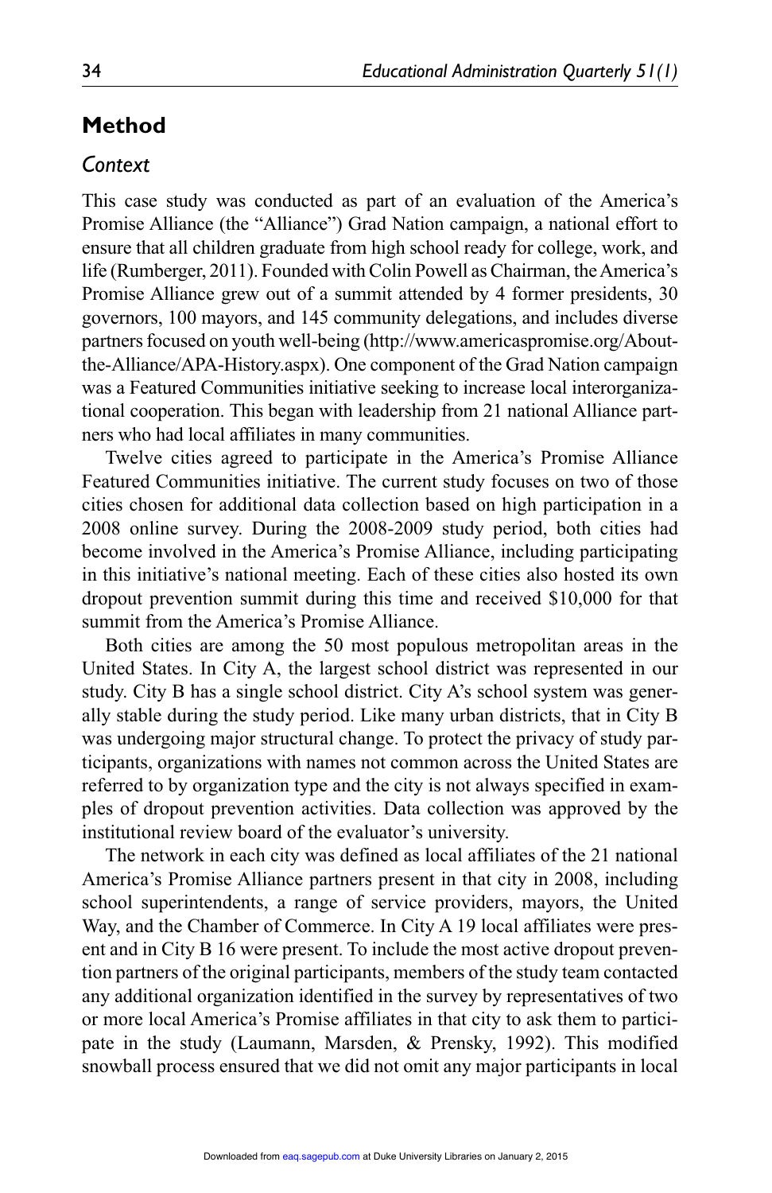## Method

### *Context*

This case study was conducted as part of an evaluation of the America's Promise Alliance (the "Alliance") Grad Nation campaign, a national effort to ensure that all children graduate from high school ready for college, work, and life (Rumberger, 2011). Founded with Colin Powell as Chairman, the America's Promise Alliance grew out of a summit attended by 4 former presidents, 30 governors, 100 mayors, and 145 community delegations, and includes diverse partners focused on youth well-being (http://www.americaspromise.org/About-the-Alliance/APA-History.aspx). One component of the Grad Nation campaign was a Featured Communities initiative seeking to increase local interorganizational cooperation. This began with leadership from 21 national Alliance partners who had local affiliates in many communities.

Twelve cities agreed to participate in the America's Promise Alliance Featured Communities initiative. The current study focuses on two of those cities chosen for additional data collection based on high participation in a 2008 online survey. During the 2008-2009 study period, both cities had become involved in the America's Promise Alliance, including participating in this initiative's national meeting. Each of these cities also hosted its own dropout prevention summit during this time and received $10,000 for that summit from the America's Promise Alliance.

Both cities are among the 50 most populous metropolitan areas in the United States. In City A, the largest school district was represented in our study. City B has a single school district. City A's school system was generally stable during the study period. Like many urban districts, that in City B was undergoing major structural change. To protect the privacy of study participants, organizations with names not common across the United States are referred to by organization type and the city is not always specified in examples of dropout prevention activities. Data collection was approved by the institutional review board of the evaluator's university.

The network in each city was defined as local affiliates of the 21 national America's Promise Alliance partners present in that city in 2008, including school superintendents, a range of service providers, mayors, the United Way, and the Chamber of Commerce. In City A 19 local affiliates were present and in City B 16 were present. To include the most active dropout prevention partners of the original participants, members of the study team contacted any additional organization identified in the survey by representatives of two or more local America's Promise affiliates in that city to ask them to participate in the study (Laumann, Marsden, & Prensky, 1992). This modified snowball process ensured that we did not omit any major participants in local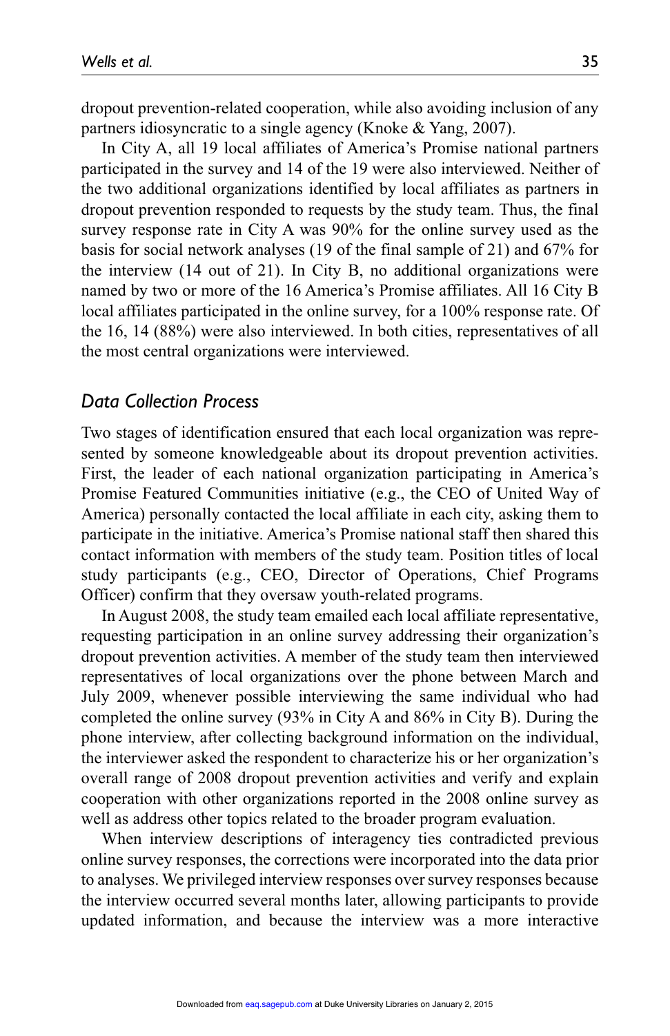dropout prevention-related cooperation, while also avoiding inclusion of any partners idiosyncratic to a single agency (Knoke & Yang, 2007).

In City A, all 19 local affiliates of America's Promise national partners participated in the survey and 14 of the 19 were also interviewed. Neither of the two additional organizations identified by local affiliates as partners in dropout prevention responded to requests by the study team. Thus, the final survey response rate in City A was 90% for the online survey used as the basis for social network analyses (19 of the final sample of 21) and 67% for the interview (14 out of 21). In City B, no additional organizations were named by two or more of the 16 America's Promise affiliates. All 16 City B local affiliates participated in the online survey, for a 100% response rate. Of the 16, 14 (88%) were also interviewed. In both cities, representatives of all the most central organizations were interviewed.

## *Data Collection Process*

Two stages of identification ensured that each local organization was represented by someone knowledgeable about its dropout prevention activities. First, the leader of each national organization participating in America's Promise Featured Communities initiative (e.g., the CEO of United Way of America) personally contacted the local affiliate in each city, asking them to participate in the initiative. America's Promise national staff then shared this contact information with members of the study team. Position titles of local study participants (e.g., CEO, Director of Operations, Chief Programs Officer) confirm that they oversaw youth-related programs.

In August 2008, the study team emailed each local affiliate representative, requesting participation in an online survey addressing their organization's dropout prevention activities. A member of the study team then interviewed representatives of local organizations over the phone between March and July 2009, whenever possible interviewing the same individual who had completed the online survey (93% in City A and 86% in City B). During the phone interview, after collecting background information on the individual, the interviewer asked the respondent to characterize his or her organization's overall range of 2008 dropout prevention activities and verify and explain cooperation with other organizations reported in the 2008 online survey as well as address other topics related to the broader program evaluation.

When interview descriptions of interagency ties contradicted previous online survey responses, the corrections were incorporated into the data prior to analyses. We privileged interview responses over survey responses because the interview occurred several months later, allowing participants to provide updated information, and because the interview was a more interactive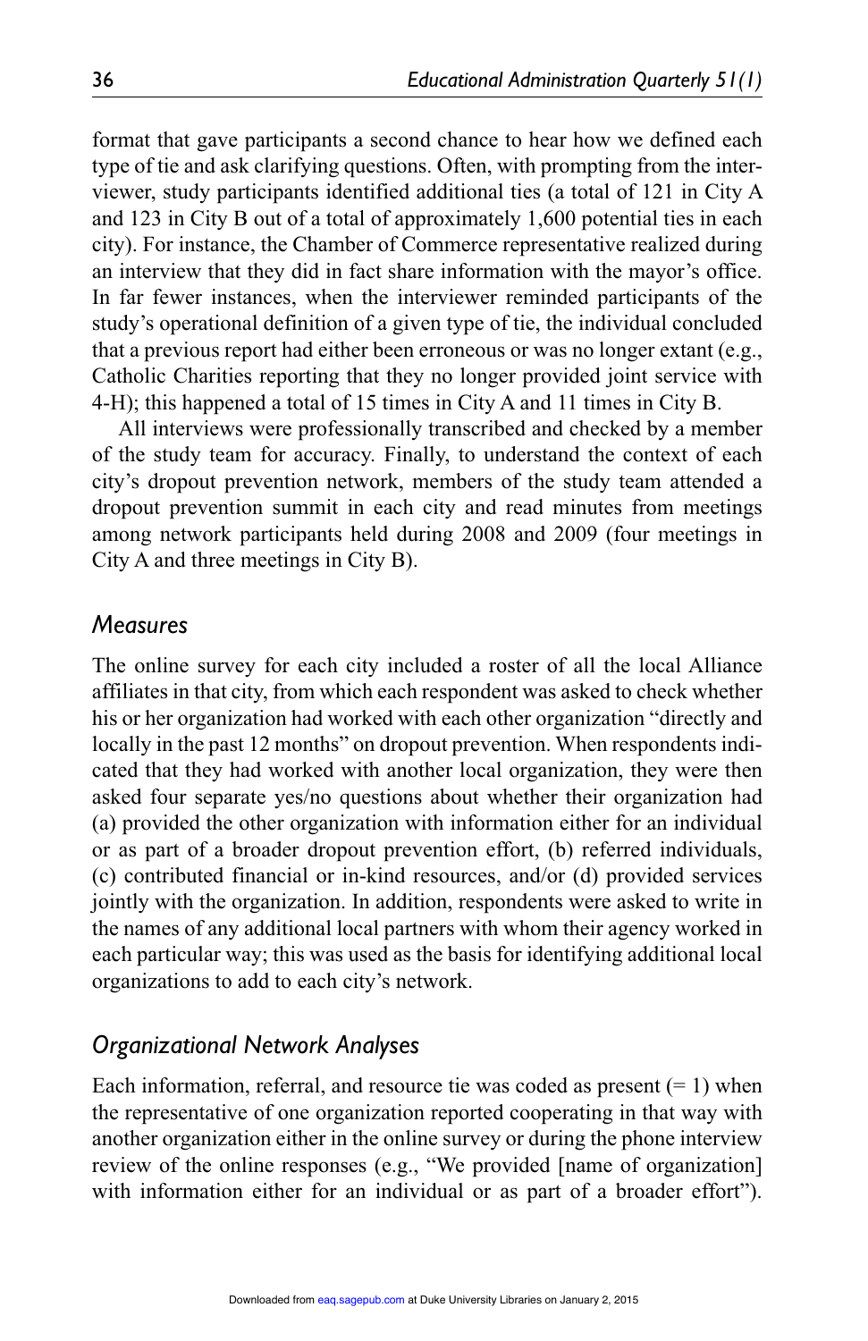format that gave participants a second chance to hear how we defined each type of tie and ask clarifying questions. Often, with prompting from the interviewer, study participants identified additional ties (a total of 121 in City A and 123 in City B out of a total of approximately 1,600 potential ties in each city). For instance, the Chamber of Commerce representative realized during an interview that they did in fact share information with the mayor's office. In far fewer instances, when the interviewer reminded participants of the study's operational definition of a given type of tie, the individual concluded that a previous report had either been erroneous or was no longer extant (e.g., Catholic Charities reporting that they no longer provided joint service with 4-H); this happened a total of 15 times in City A and 11 times in City B.

All interviews were professionally transcribed and checked by a member of the study team for accuracy. Finally, to understand the context of each city's dropout prevention network, members of the study team attended a dropout prevention summit in each city and read minutes from meetings among network participants held during 2008 and 2009 (four meetings in City A and three meetings in City B).

## *Measures*

The online survey for each city included a roster of all the local Alliance affiliates in that city, from which each respondent was asked to check whether his or her organization had worked with each other organization "directly and locally in the past 12 months" on dropout prevention. When respondents indicated that they had worked with another local organization, they were then asked four separate yes/no questions about whether their organization had (a) provided the other organization with information either for an individual or as part of a broader dropout prevention effort, (b) referred individuals, (c) contributed financial or in-kind resources, and/or (d) provided services jointly with the organization. In addition, respondents were asked to write in the names of any additional local partners with whom their agency worked in each particular way; this was used as the basis for identifying additional local organizations to add to each city's network.

## *Organizational Network Analyses*

Each information, referral, and resource tie was coded as present (= 1) when the representative of one organization reported cooperating in that way with another organization either in the online survey or during the phone interview review of the online responses (e.g., "We provided [name of organization] with information either for an individual or as part of a broader effort").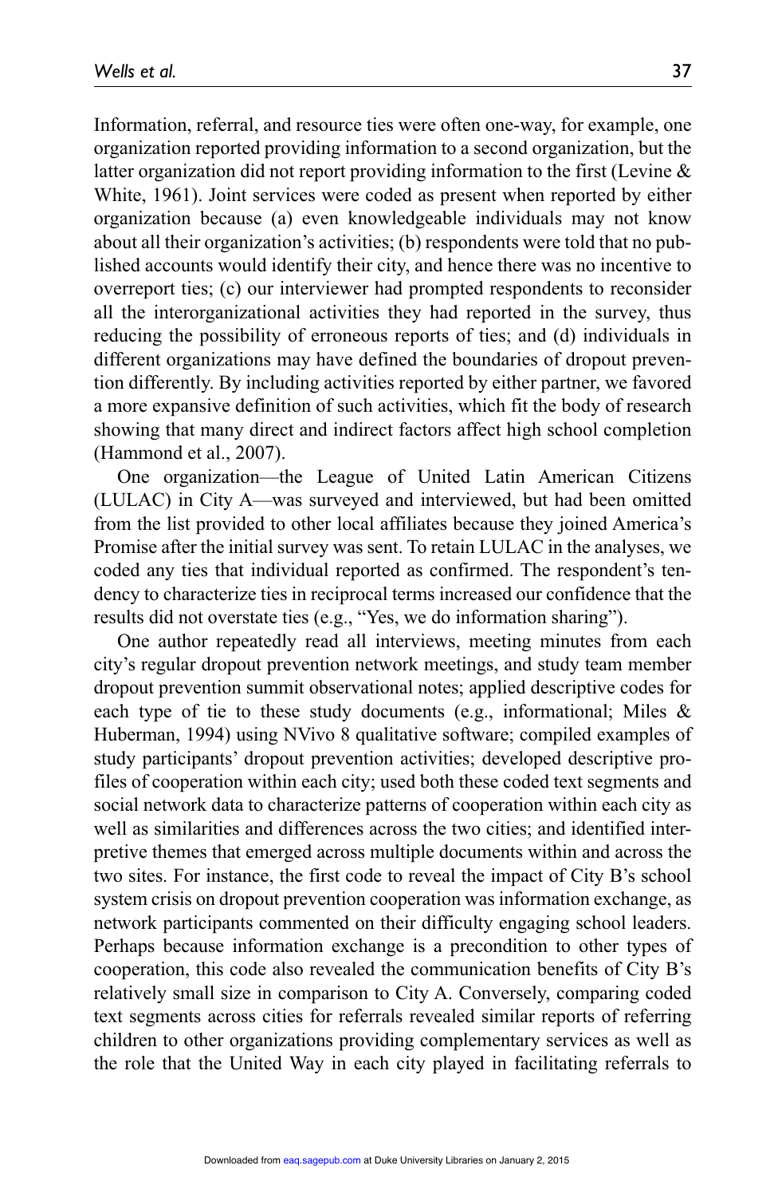Information, referral, and resource ties were often one-way, for example, one organization reported providing information to a second organization, but the latter organization did not report providing information to the first (Levine & White, 1961). Joint services were coded as present when reported by either organization because (a) even knowledgeable individuals may not know about all their organization's activities; (b) respondents were told that no published accounts would identify their city, and hence there was no incentive to overreport ties; (c) our interviewer had prompted respondents to reconsider all the interorganizational activities they had reported in the survey, thus reducing the possibility of erroneous reports of ties; and (d) individuals in different organizations may have defined the boundaries of dropout prevention differently. By including activities reported by either partner, we favored a more expansive definition of such activities, which fit the body of research showing that many direct and indirect factors affect high school completion (Hammond et al., 2007).

One organization—the League of United Latin American Citizens (LULAC) in City A—was surveyed and interviewed, but had been omitted from the list provided to other local affiliates because they joined America's Promise after the initial survey was sent. To retain LULAC in the analyses, we coded any ties that individual reported as confirmed. The respondent's tendency to characterize ties in reciprocal terms increased our confidence that the results did not overstate ties (e.g., "Yes, we do information sharing").

One author repeatedly read all interviews, meeting minutes from each city's regular dropout prevention network meetings, and study team member dropout prevention summit observational notes; applied descriptive codes for each type of tie to these study documents (e.g., informational; Miles & Huberman, 1994) using NVivo 8 qualitative software; compiled examples of study participants' dropout prevention activities; developed descriptive profiles of cooperation within each city; used both these coded text segments and social network data to characterize patterns of cooperation within each city as well as similarities and differences across the two cities; and identified interpretive themes that emerged across multiple documents within and across the two sites. For instance, the first code to reveal the impact of City B's school system crisis on dropout prevention cooperation was information exchange, as network participants commented on their difficulty engaging school leaders. Perhaps because information exchange is a precondition to other types of cooperation, this code also revealed the communication benefits of City B's relatively small size in comparison to City A. Conversely, comparing coded text segments across cities for referrals revealed similar reports of referring children to other organizations providing complementary services as well as the role that the United Way in each city played in facilitating referrals to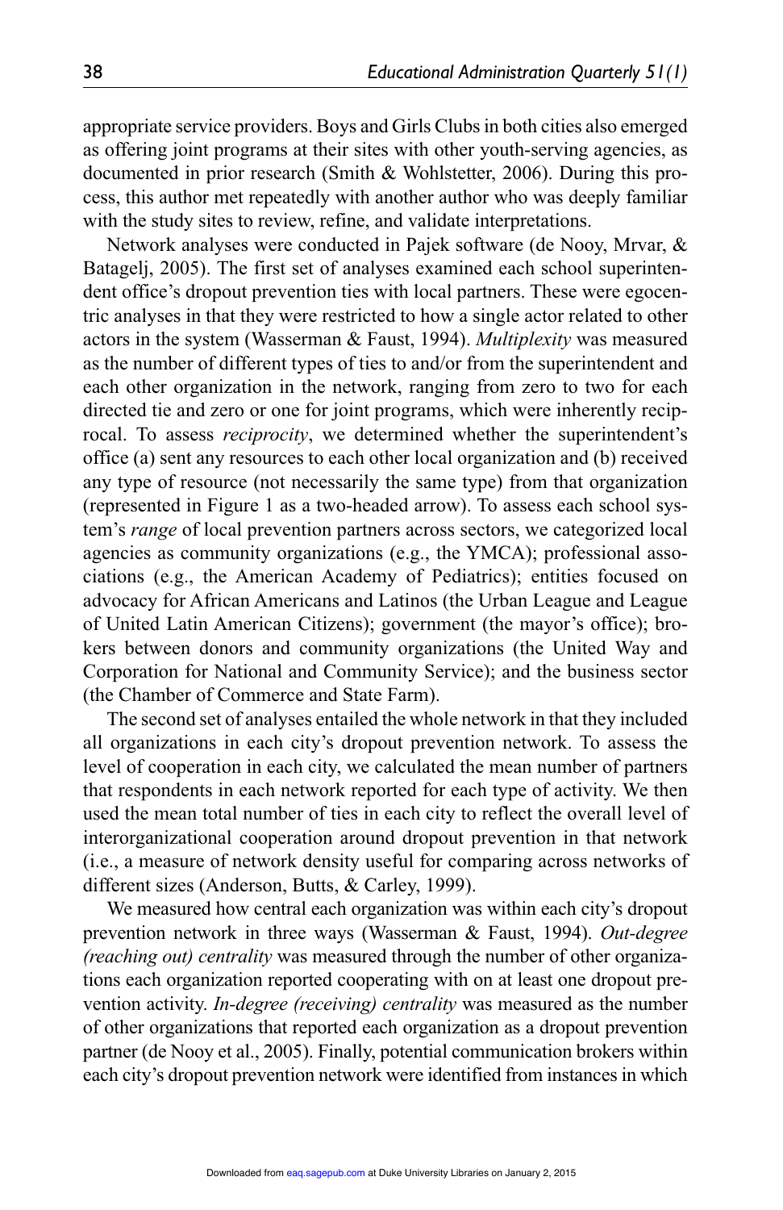appropriate service providers. Boys and Girls Clubs in both cities also emerged as offering joint programs at their sites with other youth-serving agencies, as documented in prior research (Smith & Wohlstetter, 2006). During this process, this author met repeatedly with another author who was deeply familiar with the study sites to review, refine, and validate interpretations.

Network analyses were conducted in Pajek software (de Nooy, Mrvar, & Batagelj, 2005). The first set of analyses examined each school superintendent office's dropout prevention ties with local partners. These were egocentric analyses in that they were restricted to how a single actor related to other actors in the system (Wasserman & Faust, 1994). *Multiplexity* was measured as the number of different types of ties to and/or from the superintendent and each other organization in the network, ranging from zero to two for each directed tie and zero or one for joint programs, which were inherently reciprocal. To assess *reciprocity*, we determined whether the superintendent's office (a) sent any resources to each other local organization and (b) received any type of resource (not necessarily the same type) from that organization (represented in Figure 1 as a two-headed arrow). To assess each school system's *range* of local prevention partners across sectors, we categorized local agencies as community organizations (e.g., the YMCA); professional associations (e.g., the American Academy of Pediatrics); entities focused on advocacy for African Americans and Latinos (the Urban League and League of United Latin American Citizens); government (the mayor's office); brokers between donors and community organizations (the United Way and Corporation for National and Community Service); and the business sector (the Chamber of Commerce and State Farm).

The second set of analyses entailed the whole network in that they included all organizations in each city's dropout prevention network. To assess the level of cooperation in each city, we calculated the mean number of partners that respondents in each network reported for each type of activity. We then used the mean total number of ties in each city to reflect the overall level of interorganizational cooperation around dropout prevention in that network (i.e., a measure of network density useful for comparing across networks of different sizes (Anderson, Butts, & Carley, 1999).

We measured how central each organization was within each city's dropout prevention network in three ways (Wasserman & Faust, 1994). *Out-degree (reaching out) centrality* was measured through the number of other organizations each organization reported cooperating with on at least one dropout prevention activity. *In-degree (receiving) centrality* was measured as the number of other organizations that reported each organization as a dropout prevention partner (de Nooy et al., 2005). Finally, potential communication brokers within each city's dropout prevention network were identified from instances in which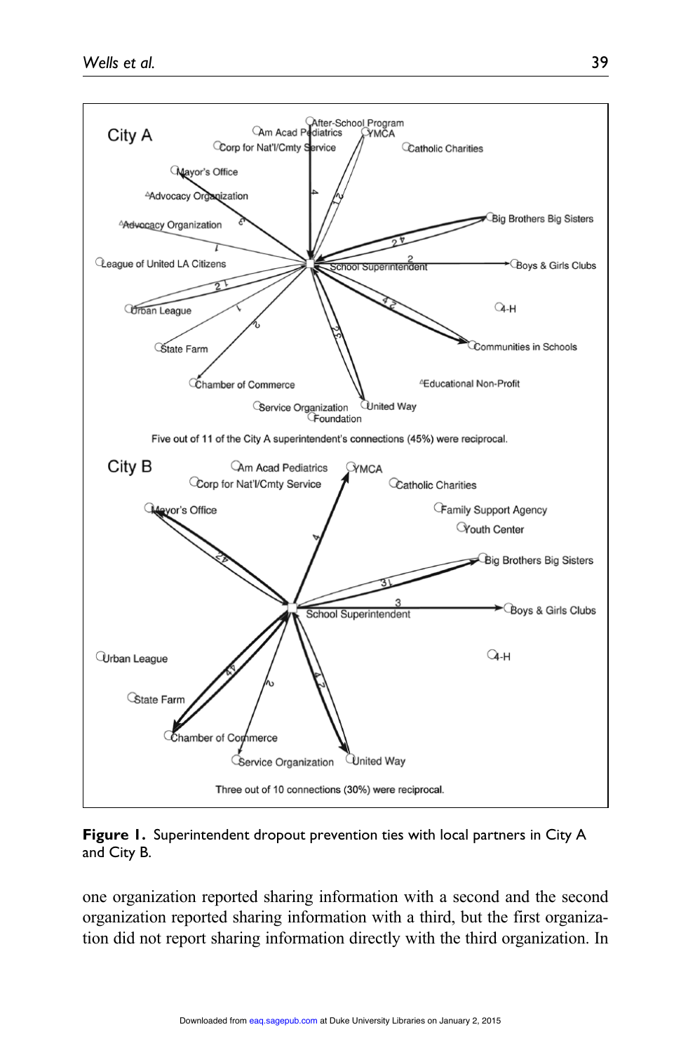City A

Five out of 11 of the City A superintendent's connections (45%) were reciprocal.

City B

Three out of 10 connections (30%) were reciprocal.

**Figure 1.** Superintendent dropout prevention ties with local partners in City A and City B.

one organization reported sharing information with a second and the second organization reported sharing information with a third, but the first organization did not report sharing information directly with the third organization. In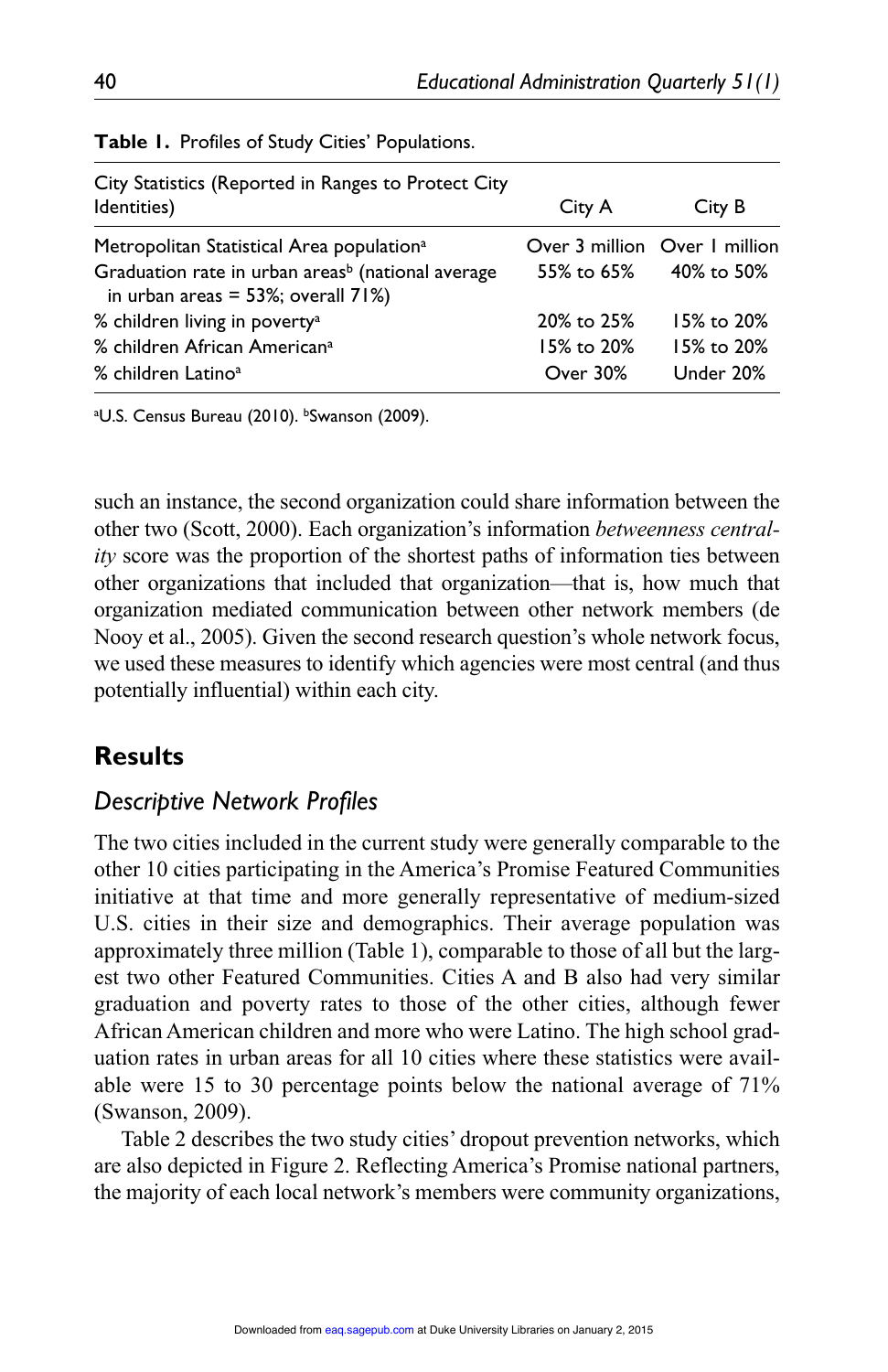**Table 1.** Profiles of Study Cities' Populations.

| City Statistics (Reported in Ranges to Protect City Identities) | City A | City B |
|---|---|---|
| Metropolitan Statistical Area population[a] | Over 3 million | Over 1 million |
| Graduation rate in urban areas[b] (national average in urban areas = 53%; overall 71%) | 55% to 65% | 40% to 50% |
| % children living in poverty[a] | 20% to 25% | 15% to 20% |
| % children African American[a] | 15% to 20% | 15% to 20% |
| % children Latino[a] | Over 30% | Under 20% |

[a]U.S. Census Bureau (2010). [b]Swanson (2009).

such an instance, the second organization could share information between the other two (Scott, 2000). Each organization's information *betweenness centrality* score was the proportion of the shortest paths of information ties between other organizations that included that organization—that is, how much that organization mediated communication between other network members (de Nooy et al., 2005). Given the second research question's whole network focus, we used these measures to identify which agencies were most central (and thus potentially influential) within each city.

## Results

### *Descriptive Network Profiles*

The two cities included in the current study were generally comparable to the other 10 cities participating in the America's Promise Featured Communities initiative at that time and more generally representative of medium-sized U.S. cities in their size and demographics. Their average population was approximately three million (Table 1), comparable to those of all but the largest two other Featured Communities. Cities A and B also had very similar graduation and poverty rates to those of the other cities, although fewer African American children and more who were Latino. The high school graduation rates in urban areas for all 10 cities where these statistics were available were 15 to 30 percentage points below the national average of 71% (Swanson, 2009).

Table 2 describes the two study cities' dropout prevention networks, which are also depicted in Figure 2. Reflecting America's Promise national partners, the majority of each local network's members were community organizations,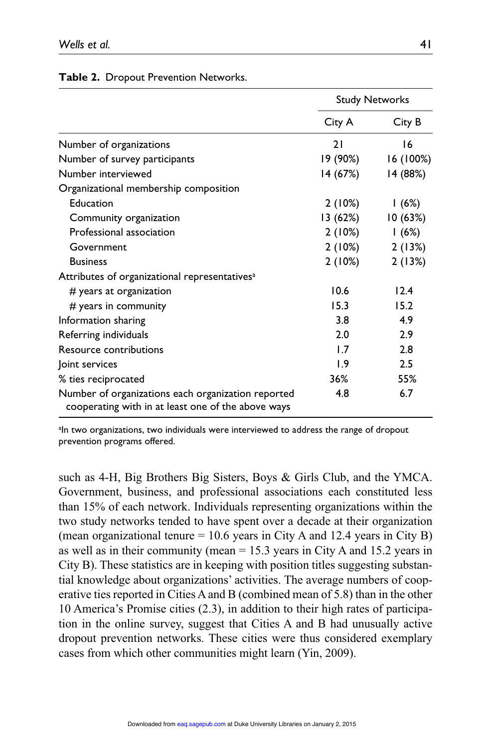**Table 2.** Dropout Prevention Networks.

| | Study Networks | |
|---|---|---|
| | City A | City B |
| Number of organizations | 21 | 16 |
| Number of survey participants | 19 (90%) | 16 (100%) |
| Number interviewed | 14 (67%) | 14 (88%) |
| Organizational membership composition | | |
| Education | 2 (10%) | 1 (6%) |
| Community organization | 13 (62%) | 10 (63%) |
| Professional association | 2 (10%) | 1 (6%) |
| Government | 2 (10%) | 2 (13%) |
| Business | 2 (10%) | 2 (13%) |
| Attributes of organizational representatives[a] | | |
| # years at organization | 10.6 | 12.4 |
| # years in community | 15.3 | 15.2 |
| Information sharing | 3.8 | 4.9 |
| Referring individuals | 2.0 | 2.9 |
| Resource contributions | 1.7 | 2.8 |
| Joint services | 1.9 | 2.5 |
| % ties reciprocated | 36% | 55% |
| Number of organizations each organization reported cooperating with in at least one of the above ways | 4.8 | 6.7 |

[a]In two organizations, two individuals were interviewed to address the range of dropout prevention programs offered.

such as 4-H, Big Brothers Big Sisters, Boys & Girls Club, and the YMCA. Government, business, and professional associations each constituted less than 15% of each network. Individuals representing organizations within the two study networks tended to have spent over a decade at their organization (mean organizational tenure = 10.6 years in City A and 12.4 years in City B) as well as in their community (mean = 15.3 years in City A and 15.2 years in City B). These statistics are in keeping with position titles suggesting substantial knowledge about organizations' activities. The average numbers of cooperative ties reported in Cities A and B (combined mean of 5.8) than in the other 10 America's Promise cities (2.3), in addition to their high rates of participation in the online survey, suggest that Cities A and B had unusually active dropout prevention networks. These cities were thus considered exemplary cases from which other communities might learn (Yin, 2009).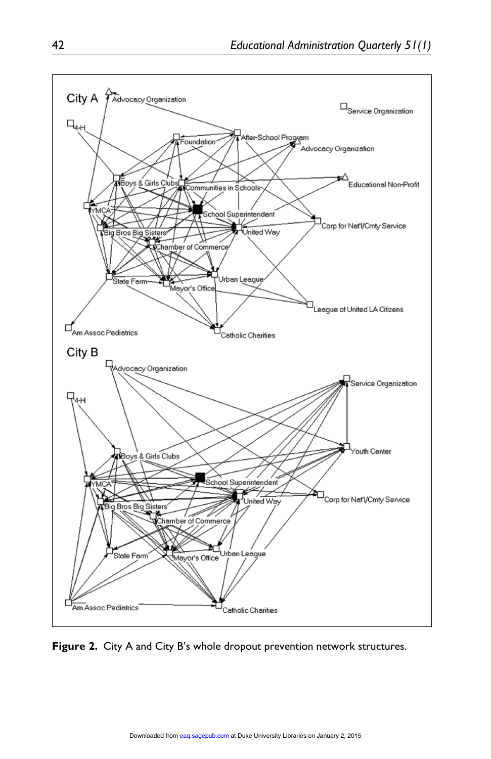City A

Advocacy Organization

Service Organization

4-H

Foundation

After-School Program

Advocacy Organization

Boys & Girls Clubs

Communities in Schools

Educational Non-Profit

YMCA

School Superintendent

Corp for Nat'l/Cmty Service

Big Bros Big Sisters

United Way

Chamber of Commerce

State Farm

Urban League

Mayor's Office

League of United LA Citizens

Am Assoc Pediatrics

Catholic Charities

City B

Advocacy Organization

Service Organization

4-H

Youth Center

Boys & Girls Clubs

YMCA

School Superintendent

United Way

Corp for Nat'l/Cmty Service

Big Bros Big Sisters

Chamber of Commerce

State Farm

Mayor's Office

Urban League

Am Assoc Pediatrics

Catholic Charities

**Figure 2.** City A and City B's whole dropout prevention network structures.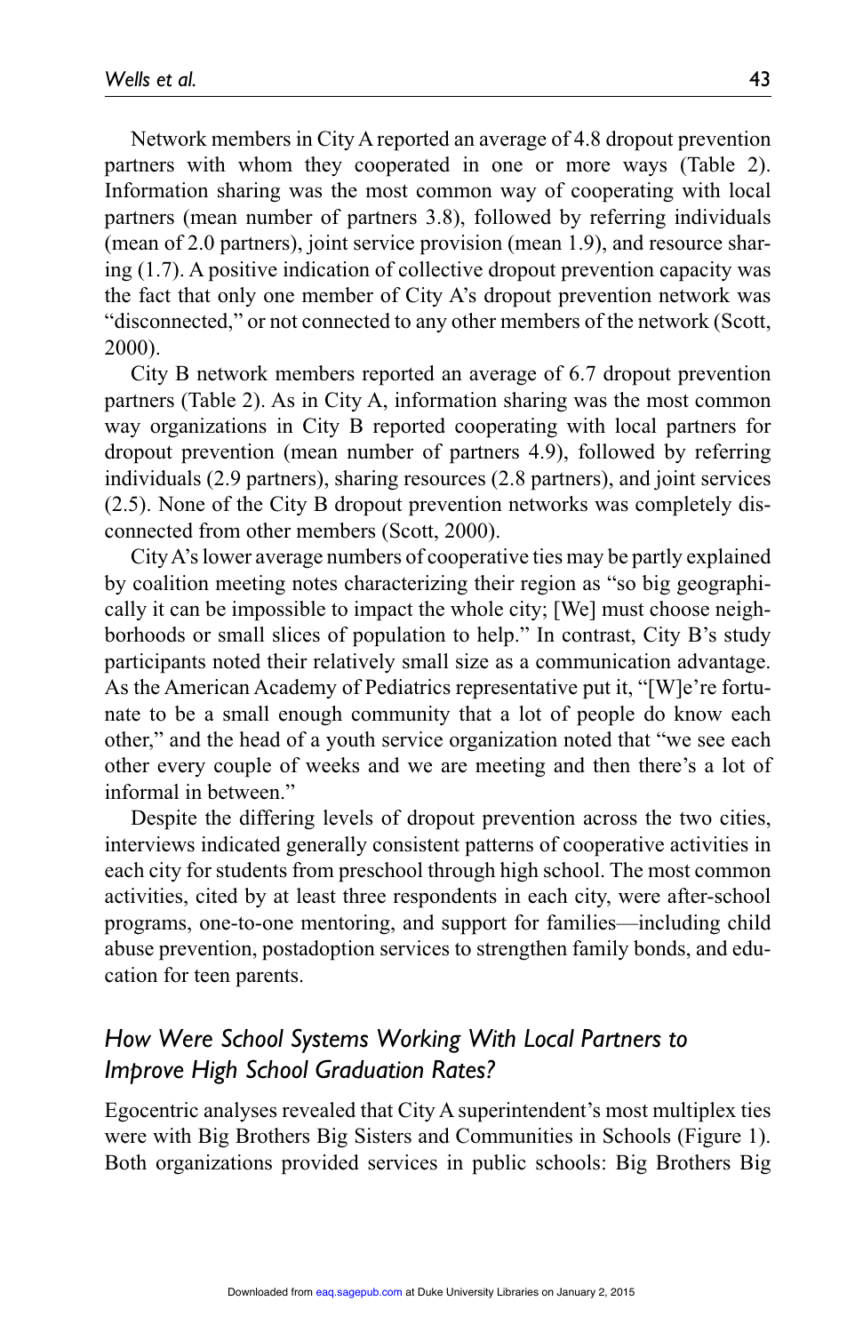Network members in City A reported an average of 4.8 dropout prevention partners with whom they cooperated in one or more ways (Table 2). Information sharing was the most common way of cooperating with local partners (mean number of partners 3.8), followed by referring individuals (mean of 2.0 partners), joint service provision (mean 1.9), and resource sharing (1.7). A positive indication of collective dropout prevention capacity was the fact that only one member of City A's dropout prevention network was "disconnected," or not connected to any other members of the network (Scott, 2000).

City B network members reported an average of 6.7 dropout prevention partners (Table 2). As in City A, information sharing was the most common way organizations in City B reported cooperating with local partners for dropout prevention (mean number of partners 4.9), followed by referring individuals (2.9 partners), sharing resources (2.8 partners), and joint services (2.5). None of the City B dropout prevention networks was completely disconnected from other members (Scott, 2000).

City A's lower average numbers of cooperative ties may be partly explained by coalition meeting notes characterizing their region as "so big geographically it can be impossible to impact the whole city; [We] must choose neighborhoods or small slices of population to help." In contrast, City B's study participants noted their relatively small size as a communication advantage. As the American Academy of Pediatrics representative put it, "[W]e're fortunate to be a small enough community that a lot of people do know each other," and the head of a youth service organization noted that "we see each other every couple of weeks and we are meeting and then there's a lot of informal in between."

Despite the differing levels of dropout prevention across the two cities, interviews indicated generally consistent patterns of cooperative activities in each city for students from preschool through high school. The most common activities, cited by at least three respondents in each city, were after-school programs, one-to-one mentoring, and support for families—including child abuse prevention, postadoption services to strengthen family bonds, and education for teen parents.

### *How Were School Systems Working With Local Partners to Improve High School Graduation Rates?*

Egocentric analyses revealed that City A superintendent's most multiplex ties were with Big Brothers Big Sisters and Communities in Schools (Figure 1). Both organizations provided services in public schools: Big Brothers Big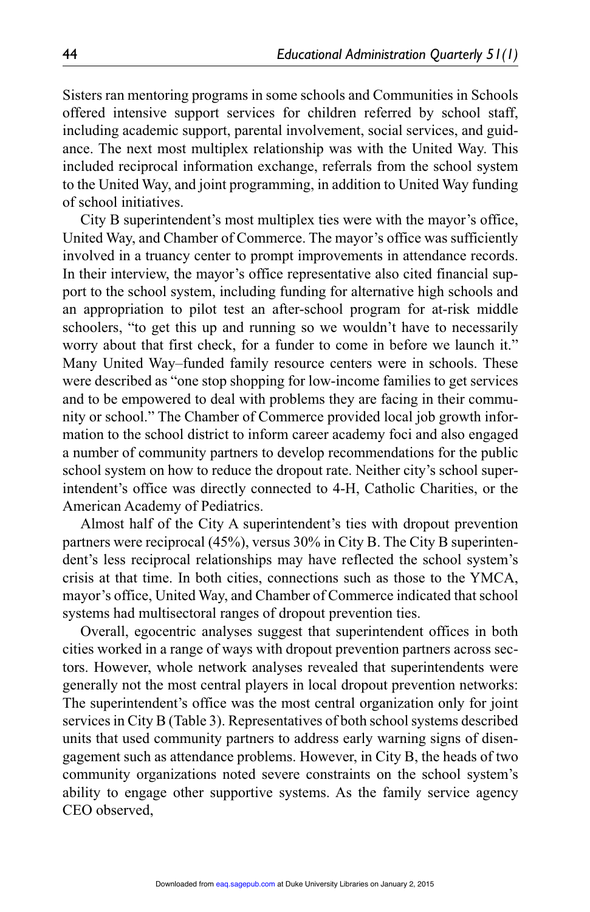Sisters ran mentoring programs in some schools and Communities in Schools offered intensive support services for children referred by school staff, including academic support, parental involvement, social services, and guidance. The next most multiplex relationship was with the United Way. This included reciprocal information exchange, referrals from the school system to the United Way, and joint programming, in addition to United Way funding of school initiatives.

City B superintendent's most multiplex ties were with the mayor's office, United Way, and Chamber of Commerce. The mayor's office was sufficiently involved in a truancy center to prompt improvements in attendance records. In their interview, the mayor's office representative also cited financial support to the school system, including funding for alternative high schools and an appropriation to pilot test an after-school program for at-risk middle schoolers, "to get this up and running so we wouldn't have to necessarily worry about that first check, for a funder to come in before we launch it." Many United Way–funded family resource centers were in schools. These were described as "one stop shopping for low-income families to get services and to be empowered to deal with problems they are facing in their community or school." The Chamber of Commerce provided local job growth information to the school district to inform career academy foci and also engaged a number of community partners to develop recommendations for the public school system on how to reduce the dropout rate. Neither city's school superintendent's office was directly connected to 4-H, Catholic Charities, or the American Academy of Pediatrics.

Almost half of the City A superintendent's ties with dropout prevention partners were reciprocal (45%), versus 30% in City B. The City B superintendent's less reciprocal relationships may have reflected the school system's crisis at that time. In both cities, connections such as those to the YMCA, mayor's office, United Way, and Chamber of Commerce indicated that school systems had multisectoral ranges of dropout prevention ties.

Overall, egocentric analyses suggest that superintendent offices in both cities worked in a range of ways with dropout prevention partners across sectors. However, whole network analyses revealed that superintendents were generally not the most central players in local dropout prevention networks: The superintendent's office was the most central organization only for joint services in City B (Table 3). Representatives of both school systems described units that used community partners to address early warning signs of disengagement such as attendance problems. However, in City B, the heads of two community organizations noted severe constraints on the school system's ability to engage other supportive systems. As the family service agency CEO observed,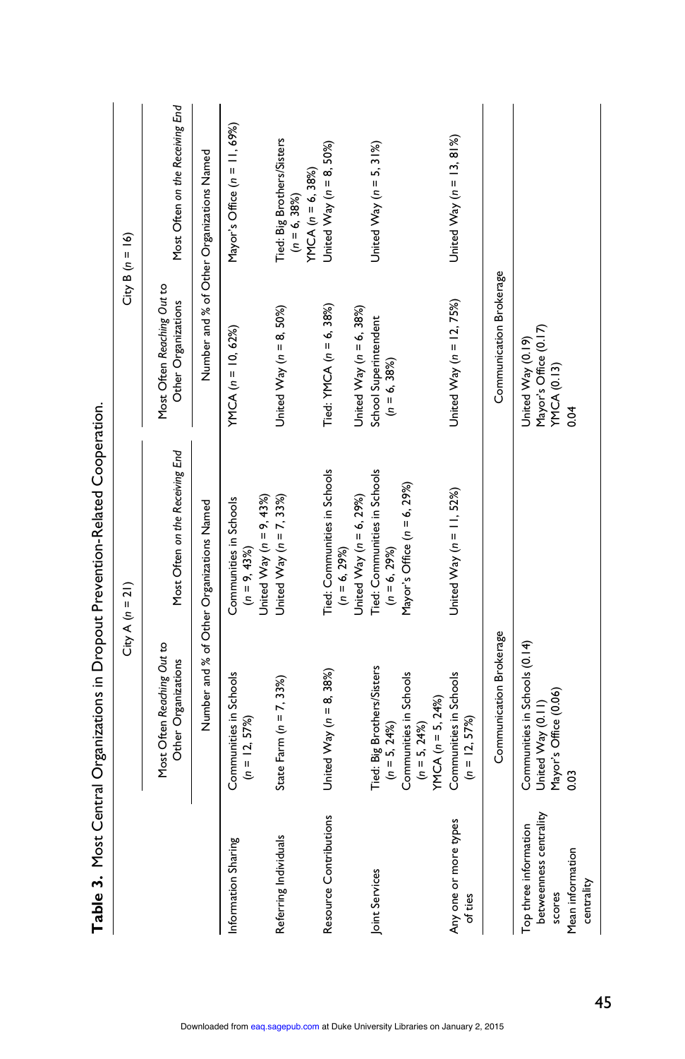**Table 3.** Most Central Organizations in Dropout Prevention-Related Cooperation.

| | City A ($n$ = 21) | | City B ($n$ = 16) | |
|---|---|---|---|---|
| | Most Often *Reaching Out* to Other Organizations | Most Often *on the Receiving End* | Most Often *Reaching Out* to Other Organizations | Most Often *on the Receiving End* |
| | Number and % of Other Organizations Named | | Number and % of Other Organizations Named | |
| Information Sharing | Communities in Schools ($n$ = 12, 57%) | Communities in Schools ($n$ = 9, 43%) United Way ($n$ = 9, 43%) | YMCA ($n$ = 10, 62%) | Mayor's Office ($n$ = 11, 69%) |
| Referring Individuals | State Farm ($n$ = 7, 33%) | United Way ($n$ = 7, 33%) | United Way ($n$ = 8, 50%) | Tied: Big Brothers/Sisters ($n$ = 6, 38%) YMCA ($n$ = 6, 38%) |
| Resource Contributions | United Way ($n$ = 8, 38%) | Tied: Communities in Schools ($n$ = 6, 29%) United Way ($n$ = 6, 29%) | Tied: YMCA ($n$ = 6, 38%) United Way ($n$ = 6, 38%) | United Way ($n$ = 8, 50%) |
| Joint Services | Tied: Big Brothers/Sisters ($n$ = 5, 24%) Communities in Schools ($n$ = 5, 24%) YMCA ($n$ = 5, 24%) | Tied: Communities in Schools ($n$ = 6, 29%) Mayor's Office ($n$ = 6, 29%) | School Superintendent ($n$ = 6, 38%) | United Way ($n$ = 5, 31%) |
| Any one or more types of ties | Communities in Schools ($n$ = 12, 57%) | United Way ($n$ = 11, 52%) | United Way ($n$ = 12, 75%) | United Way ($n$ = 13, 81%) |
| | Communication Brokerage | | Communication Brokerage | |
| Top three information betweenness centrality scores | Communities in Schools (0.14) United Way (0.11) Mayor's Office (0.06) | | United Way (0.19) Mayor's Office (0.17) YMCA (0.13) | |
| Mean information centrality | 0.03 | | 0.04 | |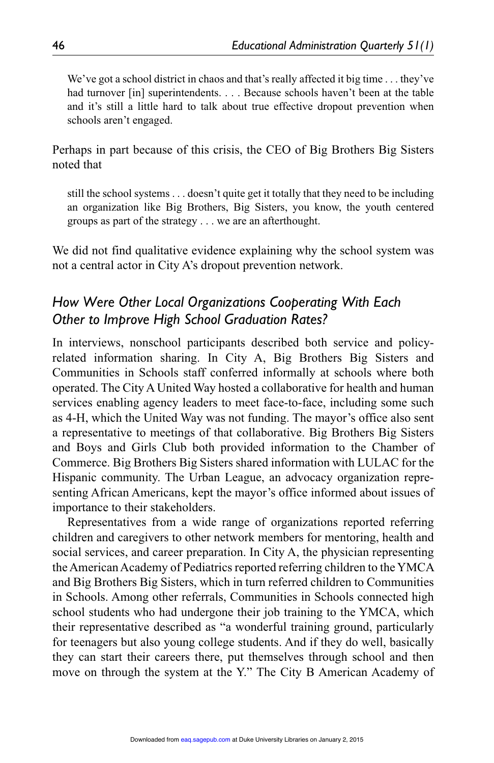> We've got a school district in chaos and that's really affected it big time . . . they've had turnover [in] superintendents. . . . Because schools haven't been at the table and it's still a little hard to talk about true effective dropout prevention when schools aren't engaged.

Perhaps in part because of this crisis, the CEO of Big Brothers Big Sisters noted that

> still the school systems . . . doesn't quite get it totally that they need to be including an organization like Big Brothers, Big Sisters, you know, the youth centered groups as part of the strategy . . . we are an afterthought.

We did not find qualitative evidence explaining why the school system was not a central actor in City A's dropout prevention network.

### *How Were Other Local Organizations Cooperating With Each Other to Improve High School Graduation Rates?*

In interviews, nonschool participants described both service and policy-related information sharing. In City A, Big Brothers Big Sisters and Communities in Schools staff conferred informally at schools where both operated. The City A United Way hosted a collaborative for health and human services enabling agency leaders to meet face-to-face, including some such as 4-H, which the United Way was not funding. The mayor's office also sent a representative to meetings of that collaborative. Big Brothers Big Sisters and Boys and Girls Club both provided information to the Chamber of Commerce. Big Brothers Big Sisters shared information with LULAC for the Hispanic community. The Urban League, an advocacy organization representing African Americans, kept the mayor's office informed about issues of importance to their stakeholders.

Representatives from a wide range of organizations reported referring children and caregivers to other network members for mentoring, health and social services, and career preparation. In City A, the physician representing the American Academy of Pediatrics reported referring children to the YMCA and Big Brothers Big Sisters, which in turn referred children to Communities in Schools. Among other referrals, Communities in Schools connected high school students who had undergone their job training to the YMCA, which their representative described as "a wonderful training ground, particularly for teenagers but also young college students. And if they do well, basically they can start their careers there, put themselves through school and then move on through the system at the Y." The City B American Academy of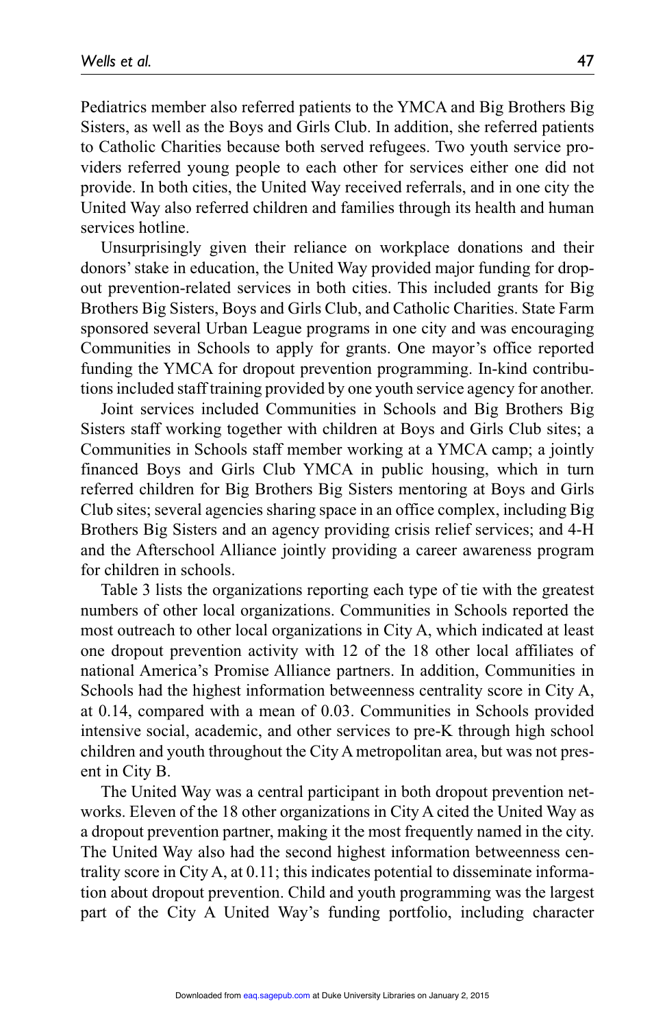Pediatrics member also referred patients to the YMCA and Big Brothers Big Sisters, as well as the Boys and Girls Club. In addition, she referred patients to Catholic Charities because both served refugees. Two youth service providers referred young people to each other for services either one did not provide. In both cities, the United Way received referrals, and in one city the United Way also referred children and families through its health and human services hotline.

Unsurprisingly given their reliance on workplace donations and their donors' stake in education, the United Way provided major funding for dropout prevention-related services in both cities. This included grants for Big Brothers Big Sisters, Boys and Girls Club, and Catholic Charities. State Farm sponsored several Urban League programs in one city and was encouraging Communities in Schools to apply for grants. One mayor's office reported funding the YMCA for dropout prevention programming. In-kind contributions included staff training provided by one youth service agency for another.

Joint services included Communities in Schools and Big Brothers Big Sisters staff working together with children at Boys and Girls Club sites; a Communities in Schools staff member working at a YMCA camp; a jointly financed Boys and Girls Club YMCA in public housing, which in turn referred children for Big Brothers Big Sisters mentoring at Boys and Girls Club sites; several agencies sharing space in an office complex, including Big Brothers Big Sisters and an agency providing crisis relief services; and 4-H and the Afterschool Alliance jointly providing a career awareness program for children in schools.

Table 3 lists the organizations reporting each type of tie with the greatest numbers of other local organizations. Communities in Schools reported the most outreach to other local organizations in City A, which indicated at least one dropout prevention activity with 12 of the 18 other local affiliates of national America's Promise Alliance partners. In addition, Communities in Schools had the highest information betweenness centrality score in City A, at 0.14, compared with a mean of 0.03. Communities in Schools provided intensive social, academic, and other services to pre-K through high school children and youth throughout the City A metropolitan area, but was not present in City B.

The United Way was a central participant in both dropout prevention networks. Eleven of the 18 other organizations in City A cited the United Way as a dropout prevention partner, making it the most frequently named in the city. The United Way also had the second highest information betweenness centrality score in City A, at 0.11; this indicates potential to disseminate information about dropout prevention. Child and youth programming was the largest part of the City A United Way's funding portfolio, including character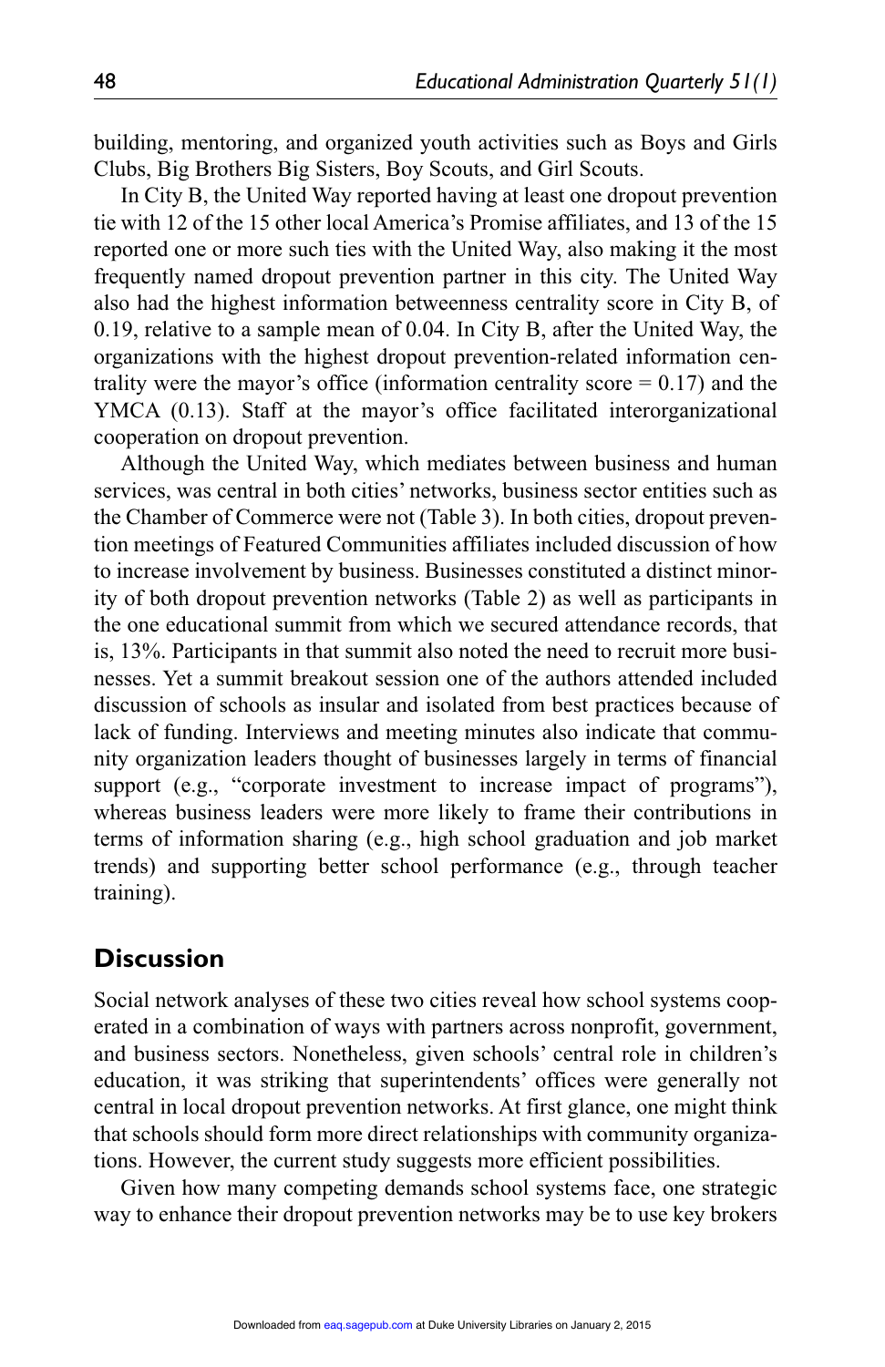building, mentoring, and organized youth activities such as Boys and Girls Clubs, Big Brothers Big Sisters, Boy Scouts, and Girl Scouts.

In City B, the United Way reported having at least one dropout prevention tie with 12 of the 15 other local America's Promise affiliates, and 13 of the 15 reported one or more such ties with the United Way, also making it the most frequently named dropout prevention partner in this city. The United Way also had the highest information betweenness centrality score in City B, of 0.19, relative to a sample mean of 0.04. In City B, after the United Way, the organizations with the highest dropout prevention-related information centrality were the mayor's office (information centrality score = 0.17) and the YMCA (0.13). Staff at the mayor's office facilitated interorganizational cooperation on dropout prevention.

Although the United Way, which mediates between business and human services, was central in both cities' networks, business sector entities such as the Chamber of Commerce were not (Table 3). In both cities, dropout prevention meetings of Featured Communities affiliates included discussion of how to increase involvement by business. Businesses constituted a distinct minority of both dropout prevention networks (Table 2) as well as participants in the one educational summit from which we secured attendance records, that is, 13%. Participants in that summit also noted the need to recruit more businesses. Yet a summit breakout session one of the authors attended included discussion of schools as insular and isolated from best practices because of lack of funding. Interviews and meeting minutes also indicate that community organization leaders thought of businesses largely in terms of financial support (e.g., "corporate investment to increase impact of programs"), whereas business leaders were more likely to frame their contributions in terms of information sharing (e.g., high school graduation and job market trends) and supporting better school performance (e.g., through teacher training).

## Discussion

Social network analyses of these two cities reveal how school systems cooperated in a combination of ways with partners across nonprofit, government, and business sectors. Nonetheless, given schools' central role in children's education, it was striking that superintendents' offices were generally not central in local dropout prevention networks. At first glance, one might think that schools should form more direct relationships with community organizations. However, the current study suggests more efficient possibilities.

Given how many competing demands school systems face, one strategic way to enhance their dropout prevention networks may be to use key brokers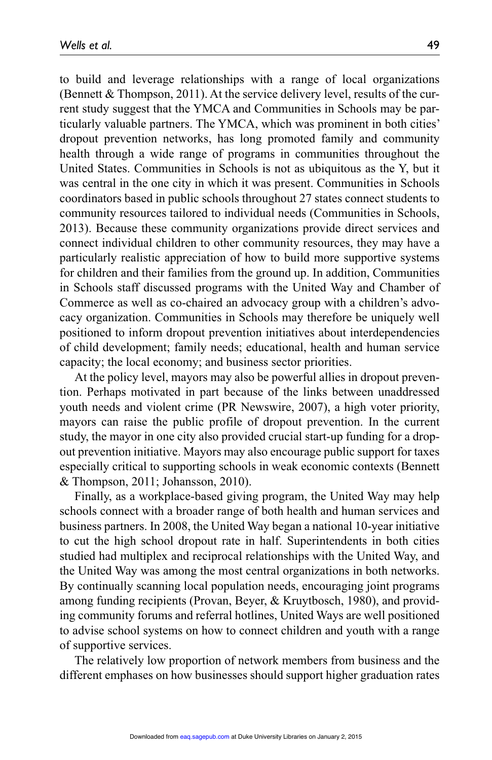to build and leverage relationships with a range of local organizations (Bennett & Thompson, 2011). At the service delivery level, results of the current study suggest that the YMCA and Communities in Schools may be particularly valuable partners. The YMCA, which was prominent in both cities' dropout prevention networks, has long promoted family and community health through a wide range of programs in communities throughout the United States. Communities in Schools is not as ubiquitous as the Y, but it was central in the one city in which it was present. Communities in Schools coordinators based in public schools throughout 27 states connect students to community resources tailored to individual needs (Communities in Schools, 2013). Because these community organizations provide direct services and connect individual children to other community resources, they may have a particularly realistic appreciation of how to build more supportive systems for children and their families from the ground up. In addition, Communities in Schools staff discussed programs with the United Way and Chamber of Commerce as well as co-chaired an advocacy group with a children's advocacy organization. Communities in Schools may therefore be uniquely well positioned to inform dropout prevention initiatives about interdependencies of child development; family needs; educational, health and human service capacity; the local economy; and business sector priorities.

At the policy level, mayors may also be powerful allies in dropout prevention. Perhaps motivated in part because of the links between unaddressed youth needs and violent crime (PR Newswire, 2007), a high voter priority, mayors can raise the public profile of dropout prevention. In the current study, the mayor in one city also provided crucial start-up funding for a dropout prevention initiative. Mayors may also encourage public support for taxes especially critical to supporting schools in weak economic contexts (Bennett & Thompson, 2011; Johansson, 2010).

Finally, as a workplace-based giving program, the United Way may help schools connect with a broader range of both health and human services and business partners. In 2008, the United Way began a national 10-year initiative to cut the high school dropout rate in half. Superintendents in both cities studied had multiplex and reciprocal relationships with the United Way, and the United Way was among the most central organizations in both networks. By continually scanning local population needs, encouraging joint programs among funding recipients (Provan, Beyer, & Kruytbosch, 1980), and providing community forums and referral hotlines, United Ways are well positioned to advise school systems on how to connect children and youth with a range of supportive services.

The relatively low proportion of network members from business and the different emphases on how businesses should support higher graduation rates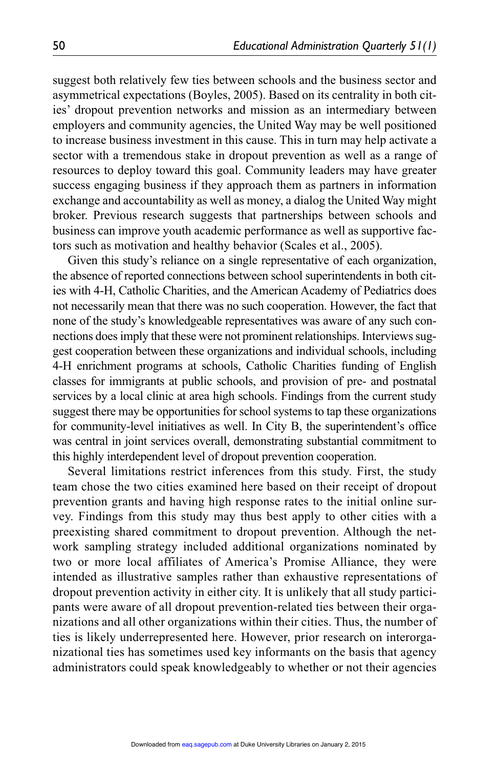suggest both relatively few ties between schools and the business sector and asymmetrical expectations (Boyles, 2005). Based on its centrality in both cities' dropout prevention networks and mission as an intermediary between employers and community agencies, the United Way may be well positioned to increase business investment in this cause. This in turn may help activate a sector with a tremendous stake in dropout prevention as well as a range of resources to deploy toward this goal. Community leaders may have greater success engaging business if they approach them as partners in information exchange and accountability as well as money, a dialog the United Way might broker. Previous research suggests that partnerships between schools and business can improve youth academic performance as well as supportive factors such as motivation and healthy behavior (Scales et al., 2005).

Given this study's reliance on a single representative of each organization, the absence of reported connections between school superintendents in both cities with 4-H, Catholic Charities, and the American Academy of Pediatrics does not necessarily mean that there was no such cooperation. However, the fact that none of the study's knowledgeable representatives was aware of any such connections does imply that these were not prominent relationships. Interviews suggest cooperation between these organizations and individual schools, including 4-H enrichment programs at schools, Catholic Charities funding of English classes for immigrants at public schools, and provision of pre- and postnatal services by a local clinic at area high schools. Findings from the current study suggest there may be opportunities for school systems to tap these organizations for community-level initiatives as well. In City B, the superintendent's office was central in joint services overall, demonstrating substantial commitment to this highly interdependent level of dropout prevention cooperation.

Several limitations restrict inferences from this study. First, the study team chose the two cities examined here based on their receipt of dropout prevention grants and having high response rates to the initial online survey. Findings from this study may thus best apply to other cities with a preexisting shared commitment to dropout prevention. Although the network sampling strategy included additional organizations nominated by two or more local affiliates of America's Promise Alliance, they were intended as illustrative samples rather than exhaustive representations of dropout prevention activity in either city. It is unlikely that all study participants were aware of all dropout prevention-related ties between their organizations and all other organizations within their cities. Thus, the number of ties is likely underrepresented here. However, prior research on interorganizational ties has sometimes used key informants on the basis that agency administrators could speak knowledgeably to whether or not their agencies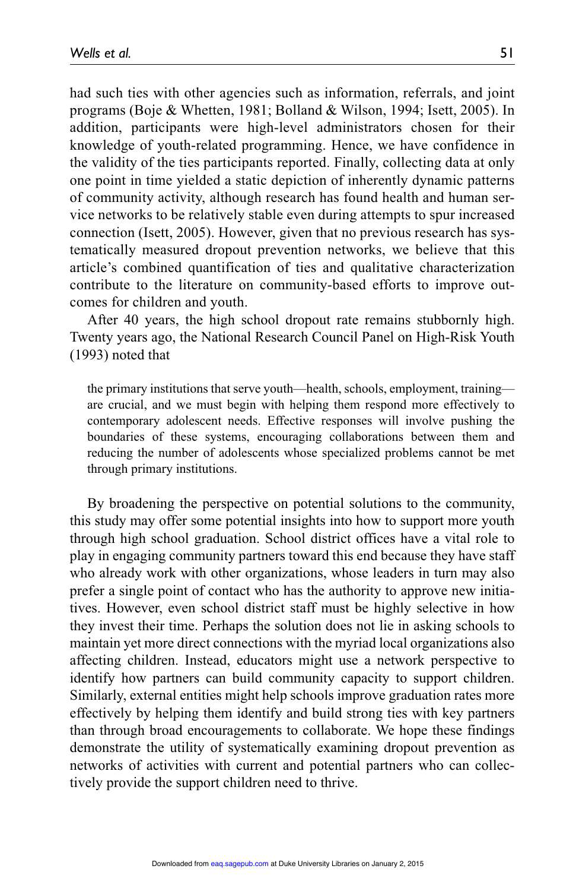had such ties with other agencies such as information, referrals, and joint programs (Boje & Whetten, 1981; Bolland & Wilson, 1994; Isett, 2005). In addition, participants were high-level administrators chosen for their knowledge of youth-related programming. Hence, we have confidence in the validity of the ties participants reported. Finally, collecting data at only one point in time yielded a static depiction of inherently dynamic patterns of community activity, although research has found health and human service networks to be relatively stable even during attempts to spur increased connection (Isett, 2005). However, given that no previous research has systematically measured dropout prevention networks, we believe that this article's combined quantification of ties and qualitative characterization contribute to the literature on community-based efforts to improve outcomes for children and youth.

After 40 years, the high school dropout rate remains stubbornly high. Twenty years ago, the National Research Council Panel on High-Risk Youth (1993) noted that

> the primary institutions that serve youth—health, schools, employment, training—are crucial, and we must begin with helping them respond more effectively to contemporary adolescent needs. Effective responses will involve pushing the boundaries of these systems, encouraging collaborations between them and reducing the number of adolescents whose specialized problems cannot be met through primary institutions.

By broadening the perspective on potential solutions to the community, this study may offer some potential insights into how to support more youth through high school graduation. School district offices have a vital role to play in engaging community partners toward this end because they have staff who already work with other organizations, whose leaders in turn may also prefer a single point of contact who has the authority to approve new initiatives. However, even school district staff must be highly selective in how they invest their time. Perhaps the solution does not lie in asking schools to maintain yet more direct connections with the myriad local organizations also affecting children. Instead, educators might use a network perspective to identify how partners can build community capacity to support children. Similarly, external entities might help schools improve graduation rates more effectively by helping them identify and build strong ties with key partners than through broad encouragements to collaborate. We hope these findings demonstrate the utility of systematically examining dropout prevention as networks of activities with current and potential partners who can collectively provide the support children need to thrive.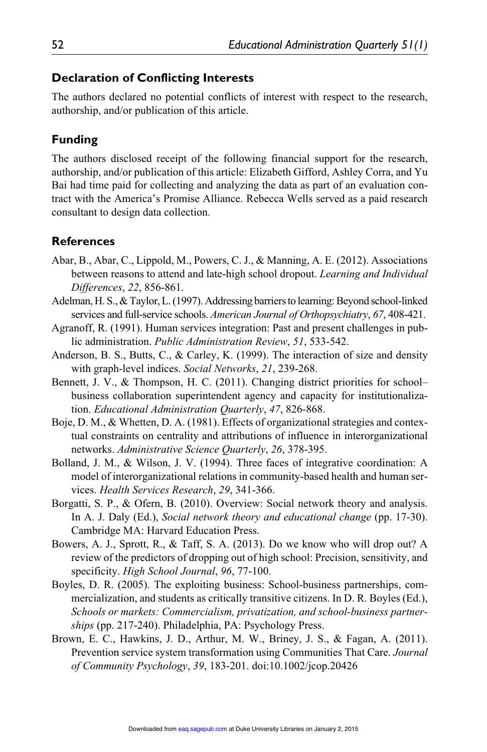## Declaration of Conflicting Interests

The authors declared no potential conflicts of interest with respect to the research, authorship, and/or publication of this article.

## Funding

The authors disclosed receipt of the following financial support for the research, authorship, and/or publication of this article: Elizabeth Gifford, Ashley Corra, and Yu Bai had time paid for collecting and analyzing the data as part of an evaluation contract with the America's Promise Alliance. Rebecca Wells served as a paid research consultant to design data collection.

## References

Abar, B., Abar, C., Lippold, M., Powers, C. J., & Manning, A. E. (2012). Associations between reasons to attend and late-high school dropout. *Learning and Individual Differences*, *22*, 856-861.

Adelman, H. S., & Taylor, L. (1997). Addressing barriers to learning: Beyond school-linked services and full-service schools. *American Journal of Orthopsychiatry*, *67*, 408-421.

Agranoff, R. (1991). Human services integration: Past and present challenges in public administration. *Public Administration Review*, *51*, 533-542.

Anderson, B. S., Butts, C., & Carley, K. (1999). The interaction of size and density with graph-level indices. *Social Networks*, *21*, 239-268.

Bennett, J. V., & Thompson, H. C. (2011). Changing district priorities for school–business collaboration superintendent agency and capacity for institutionalization. *Educational Administration Quarterly*, *47*, 826-868.

Boje, D. M., & Whetten, D. A. (1981). Effects of organizational strategies and contextual constraints on centrality and attributions of influence in interorganizational networks. *Administrative Science Quarterly*, *26*, 378-395.

Bolland, J. M., & Wilson, J. V. (1994). Three faces of integrative coordination: A model of interorganizational relations in community-based health and human services. *Health Services Research*, *29*, 341-366.

Borgatti, S. P., & Ofern, B. (2010). Overview: Social network theory and analysis. In A. J. Daly (Ed.), *Social network theory and educational change* (pp. 17-30). Cambridge MA: Harvard Education Press.

Bowers, A. J., Sprott, R., & Taff, S. A. (2013). Do we know who will drop out? A review of the predictors of dropping out of high school: Precision, sensitivity, and specificity. *High School Journal*, *96*, 77-100.

Boyles, D. R. (2005). The exploiting business: School-business partnerships, commercialization, and students as critically transitive citizens. In D. R. Boyles (Ed.), *Schools or markets: Commercialism, privatization, and school-business partnerships* (pp. 217-240). Philadelphia, PA: Psychology Press.

Brown, E. C., Hawkins, J. D., Arthur, M. W., Briney, J. S., & Fagan, A. (2011). Prevention service system transformation using Communities That Care. *Journal of Community Psychology*, *39*, 183-201. doi:10.1002/jcop.20426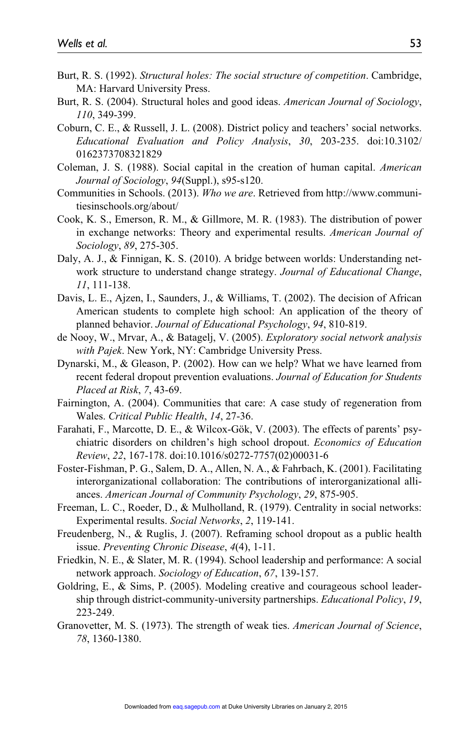Burt, R. S. (1992). *Structural holes: The social structure of competition*. Cambridge, MA: Harvard University Press.

Burt, R. S. (2004). Structural holes and good ideas. *American Journal of Sociology*, *110*, 349-399.

Coburn, C. E., & Russell, J. L. (2008). District policy and teachers' social networks. *Educational Evaluation and Policy Analysis*, *30*, 203-235. doi:10.3102/0162373708321829

Coleman, J. S. (1988). Social capital in the creation of human capital. *American Journal of Sociology*, *94*(Suppl.), s95-s120.

Communities in Schools. (2013). *Who we are*. Retrieved from http://www.communitiesinschools.org/about/

Cook, K. S., Emerson, R. M., & Gillmore, M. R. (1983). The distribution of power in exchange networks: Theory and experimental results. *American Journal of Sociology*, *89*, 275-305.

Daly, A. J., & Finnigan, K. S. (2010). A bridge between worlds: Understanding network structure to understand change strategy. *Journal of Educational Change*, *11*, 111-138.

Davis, L. E., Ajzen, I., Saunders, J., & Williams, T. (2002). The decision of African American students to complete high school: An application of the theory of planned behavior. *Journal of Educational Psychology*, *94*, 810-819.

de Nooy, W., Mrvar, A., & Batagelj, V. (2005). *Exploratory social network analysis with Pajek*. New York, NY: Cambridge University Press.

Dynarski, M., & Gleason, P. (2002). How can we help? What we have learned from recent federal dropout prevention evaluations. *Journal of Education for Students Placed at Risk*, *7*, 43-69.

Fairnington, A. (2004). Communities that care: A case study of regeneration from Wales. *Critical Public Health*, *14*, 27-36.

Farahati, F., Marcotte, D. E., & Wilcox-Gök, V. (2003). The effects of parents' psychiatric disorders on children's high school dropout. *Economics of Education Review*, *22*, 167-178. doi:10.1016/s0272-7757(02)00031-6

Foster-Fishman, P. G., Salem, D. A., Allen, N. A., & Fahrbach, K. (2001). Facilitating interorganizational collaboration: The contributions of interorganizational alliances. *American Journal of Community Psychology*, *29*, 875-905.

Freeman, L. C., Roeder, D., & Mulholland, R. (1979). Centrality in social networks: Experimental results. *Social Networks*, *2*, 119-141.

Freudenberg, N., & Ruglis, J. (2007). Reframing school dropout as a public health issue. *Preventing Chronic Disease*, *4*(4), 1-11.

Friedkin, N. E., & Slater, M. R. (1994). School leadership and performance: A social network approach. *Sociology of Education*, *67*, 139-157.

Goldring, E., & Sims, P. (2005). Modeling creative and courageous school leadership through district-community-university partnerships. *Educational Policy*, *19*, 223-249.

Granovetter, M. S. (1973). The strength of weak ties. *American Journal of Science*, *78*, 1360-1380.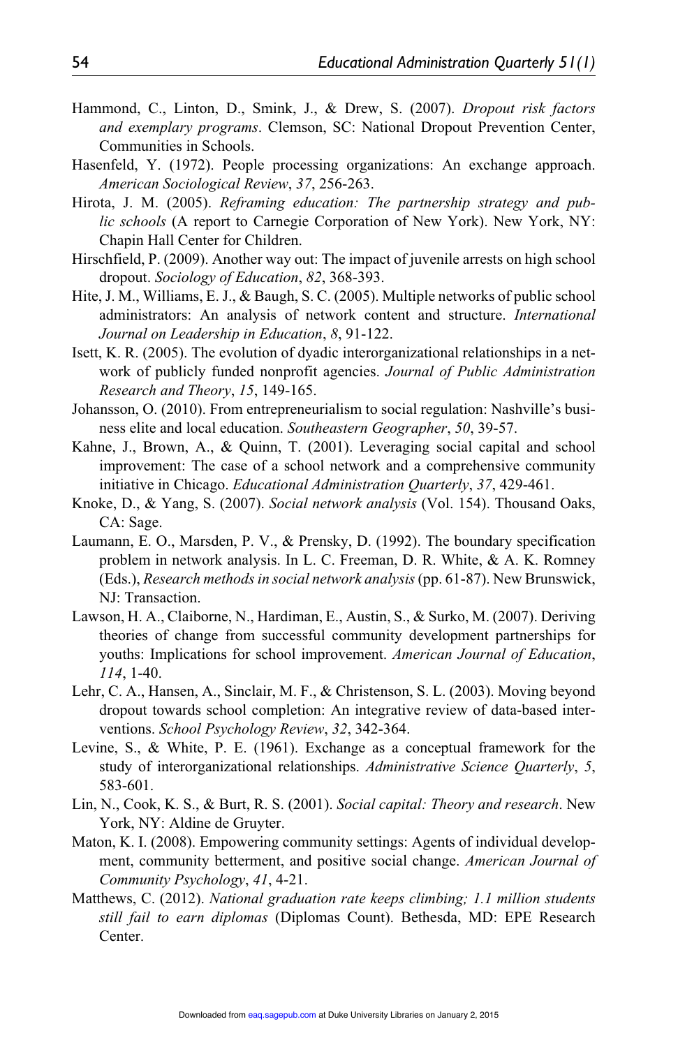Hammond, C., Linton, D., Smink, J., & Drew, S. (2007). *Dropout risk factors and exemplary programs*. Clemson, SC: National Dropout Prevention Center, Communities in Schools.

Hasenfeld, Y. (1972). People processing organizations: An exchange approach. *American Sociological Review*, *37*, 256-263.

Hirota, J. M. (2005). *Reframing education: The partnership strategy and public schools* (A report to Carnegie Corporation of New York). New York, NY: Chapin Hall Center for Children.

Hirschfield, P. (2009). Another way out: The impact of juvenile arrests on high school dropout. *Sociology of Education*, *82*, 368-393.

Hite, J. M., Williams, E. J., & Baugh, S. C. (2005). Multiple networks of public school administrators: An analysis of network content and structure. *International Journal on Leadership in Education*, *8*, 91-122.

Isett, K. R. (2005). The evolution of dyadic interorganizational relationships in a network of publicly funded nonprofit agencies. *Journal of Public Administration Research and Theory*, *15*, 149-165.

Johansson, O. (2010). From entrepreneurialism to social regulation: Nashville's business elite and local education. *Southeastern Geographer*, *50*, 39-57.

Kahne, J., Brown, A., & Quinn, T. (2001). Leveraging social capital and school improvement: The case of a school network and a comprehensive community initiative in Chicago. *Educational Administration Quarterly*, *37*, 429-461.

Knoke, D., & Yang, S. (2007). *Social network analysis* (Vol. 154). Thousand Oaks, CA: Sage.

Laumann, E. O., Marsden, P. V., & Prensky, D. (1992). The boundary specification problem in network analysis. In L. C. Freeman, D. R. White, & A. K. Romney (Eds.), *Research methods in social network analysis* (pp. 61-87). New Brunswick, NJ: Transaction.

Lawson, H. A., Claiborne, N., Hardiman, E., Austin, S., & Surko, M. (2007). Deriving theories of change from successful community development partnerships for youths: Implications for school improvement. *American Journal of Education*, *114*, 1-40.

Lehr, C. A., Hansen, A., Sinclair, M. F., & Christenson, S. L. (2003). Moving beyond dropout towards school completion: An integrative review of data-based interventions. *School Psychology Review*, *32*, 342-364.

Levine, S., & White, P. E. (1961). Exchange as a conceptual framework for the study of interorganizational relationships. *Administrative Science Quarterly*, *5*, 583-601.

Lin, N., Cook, K. S., & Burt, R. S. (2001). *Social capital: Theory and research*. New York, NY: Aldine de Gruyter.

Maton, K. I. (2008). Empowering community settings: Agents of individual development, community betterment, and positive social change. *American Journal of Community Psychology*, *41*, 4-21.

Matthews, C. (2012). *National graduation rate keeps climbing; 1.1 million students still fail to earn diplomas* (Diplomas Count). Bethesda, MD: EPE Research Center.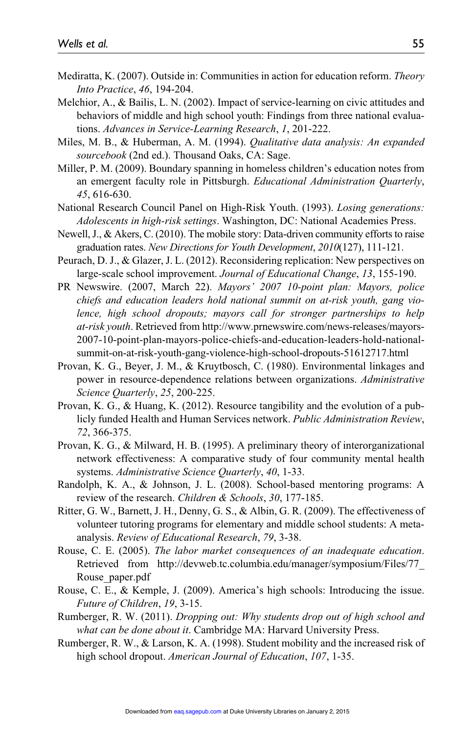Mediratta, K. (2007). Outside in: Communities in action for education reform. *Theory Into Practice*, *46*, 194-204.

Melchior, A., & Bailis, L. N. (2002). Impact of service-learning on civic attitudes and behaviors of middle and high school youth: Findings from three national evaluations. *Advances in Service-Learning Research*, *1*, 201-222.

Miles, M. B., & Huberman, A. M. (1994). *Qualitative data analysis: An expanded sourcebook* (2nd ed.). Thousand Oaks, CA: Sage.

Miller, P. M. (2009). Boundary spanning in homeless children's education notes from an emergent faculty role in Pittsburgh. *Educational Administration Quarterly*, *45*, 616-630.

National Research Council Panel on High-Risk Youth. (1993). *Losing generations: Adolescents in high-risk settings*. Washington, DC: National Academies Press.

Newell, J., & Akers, C. (2010). The mobile story: Data-driven community efforts to raise graduation rates. *New Directions for Youth Development*, *2010*(127), 111-121.

Peurach, D. J., & Glazer, J. L. (2012). Reconsidering replication: New perspectives on large-scale school improvement. *Journal of Educational Change*, *13*, 155-190.

PR Newswire. (2007, March 22). *Mayors' 2007 10-point plan: Mayors, police chiefs and education leaders hold national summit on at-risk youth, gang violence, high school dropouts; mayors call for stronger partnerships to help at-risk youth*. Retrieved from http://www.prnewswire.com/news-releases/mayors-2007-10-point-plan-mayors-police-chiefs-and-education-leaders-hold-national-summit-on-at-risk-youth-gang-violence-high-school-dropouts-51612717.html

Provan, K. G., Beyer, J. M., & Kruytbosch, C. (1980). Environmental linkages and power in resource-dependence relations between organizations. *Administrative Science Quarterly*, *25*, 200-225.

Provan, K. G., & Huang, K. (2012). Resource tangibility and the evolution of a publicly funded Health and Human Services network. *Public Administration Review*, *72*, 366-375.

Provan, K. G., & Milward, H. B. (1995). A preliminary theory of interorganizational network effectiveness: A comparative study of four community mental health systems. *Administrative Science Quarterly*, *40*, 1-33.

Randolph, K. A., & Johnson, J. L. (2008). School-based mentoring programs: A review of the research. *Children & Schools*, *30*, 177-185.

Ritter, G. W., Barnett, J. H., Denny, G. S., & Albin, G. R. (2009). The effectiveness of volunteer tutoring programs for elementary and middle school students: A meta-analysis. *Review of Educational Research*, *79*, 3-38.

Rouse, C. E. (2005). *The labor market consequences of an inadequate education*. Retrieved from http://devweb.tc.columbia.edu/manager/symposium/Files/77_Rouse_paper.pdf

Rouse, C. E., & Kemple, J. (2009). America's high schools: Introducing the issue. *Future of Children*, *19*, 3-15.

Rumberger, R. W. (2011). *Dropping out: Why students drop out of high school and what can be done about it*. Cambridge MA: Harvard University Press.

Rumberger, R. W., & Larson, K. A. (1998). Student mobility and the increased risk of high school dropout. *American Journal of Education*, *107*, 1-35.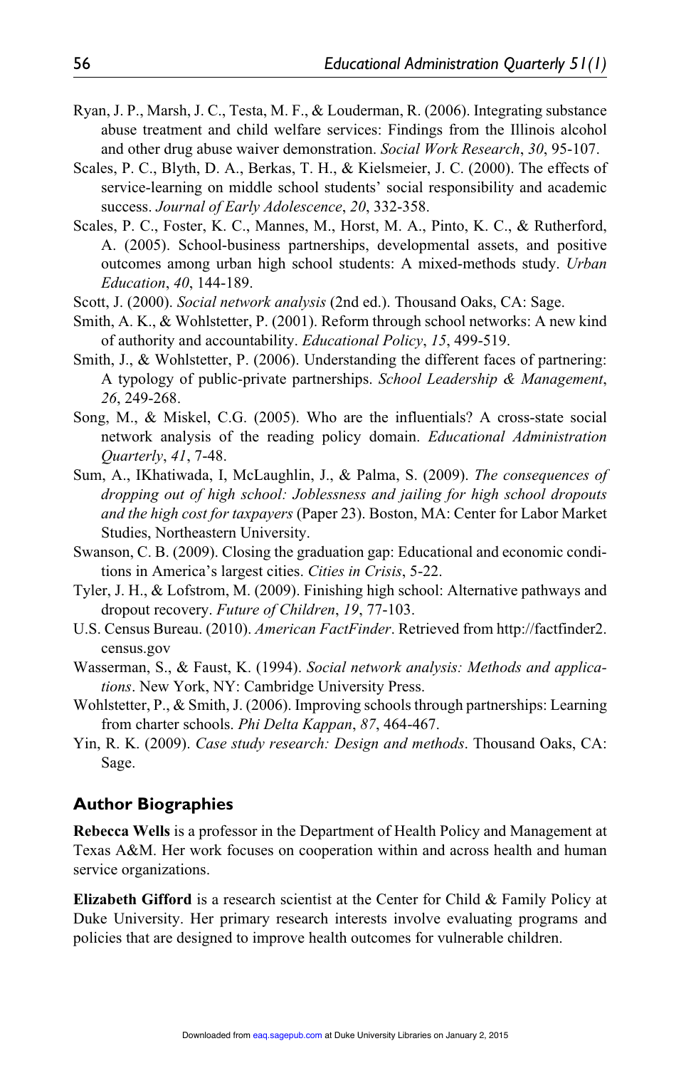Ryan, J. P., Marsh, J. C., Testa, M. F., & Louderman, R. (2006). Integrating substance abuse treatment and child welfare services: Findings from the Illinois alcohol and other drug abuse waiver demonstration. *Social Work Research*, *30*, 95-107.

Scales, P. C., Blyth, D. A., Berkas, T. H., & Kielsmeier, J. C. (2000). The effects of service-learning on middle school students' social responsibility and academic success. *Journal of Early Adolescence*, *20*, 332-358.

Scales, P. C., Foster, K. C., Mannes, M., Horst, M. A., Pinto, K. C., & Rutherford, A. (2005). School-business partnerships, developmental assets, and positive outcomes among urban high school students: A mixed-methods study. *Urban Education*, *40*, 144-189.

Scott, J. (2000). *Social network analysis* (2nd ed.). Thousand Oaks, CA: Sage.

Smith, A. K., & Wohlstetter, P. (2001). Reform through school networks: A new kind of authority and accountability. *Educational Policy*, *15*, 499-519.

Smith, J., & Wohlstetter, P. (2006). Understanding the different faces of partnering: A typology of public-private partnerships. *School Leadership & Management*, *26*, 249-268.

Song, M., & Miskel, C.G. (2005). Who are the influentials? A cross-state social network analysis of the reading policy domain. *Educational Administration Quarterly*, *41*, 7-48.

Sum, A., IKhatiwada, I, McLaughlin, J., & Palma, S. (2009). *The consequences of dropping out of high school: Joblessness and jailing for high school dropouts and the high cost for taxpayers* (Paper 23). Boston, MA: Center for Labor Market Studies, Northeastern University.

Swanson, C. B. (2009). Closing the graduation gap: Educational and economic conditions in America's largest cities. *Cities in Crisis*, 5-22.

Tyler, J. H., & Lofstrom, M. (2009). Finishing high school: Alternative pathways and dropout recovery. *Future of Children*, *19*, 77-103.

U.S. Census Bureau. (2010). *American FactFinder*. Retrieved from http://factfinder2.census.gov

Wasserman, S., & Faust, K. (1994). *Social network analysis: Methods and applications*. New York, NY: Cambridge University Press.

Wohlstetter, P., & Smith, J. (2006). Improving schools through partnerships: Learning from charter schools. *Phi Delta Kappan*, *87*, 464-467.

Yin, R. K. (2009). *Case study research: Design and methods*. Thousand Oaks, CA: Sage.

## Author Biographies

**Rebecca Wells** is a professor in the Department of Health Policy and Management at Texas A&M. Her work focuses on cooperation within and across health and human service organizations.

**Elizabeth Gifford** is a research scientist at the Center for Child & Family Policy at Duke University. Her primary research interests involve evaluating programs and policies that are designed to improve health outcomes for vulnerable children.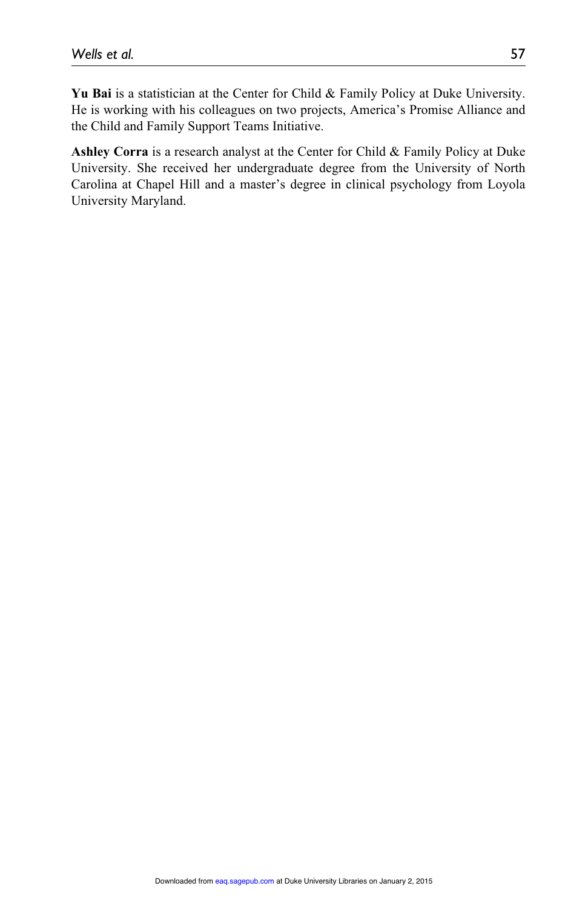**Yu Bai** is a statistician at the Center for Child & Family Policy at Duke University. He is working with his colleagues on two projects, America's Promise Alliance and the Child and Family Support Teams Initiative.

**Ashley Corra** is a research analyst at the Center for Child & Family Policy at Duke University. She received her undergraduate degree from the University of North Carolina at Chapel Hill and a master's degree in clinical psychology from Loyola University Maryland.